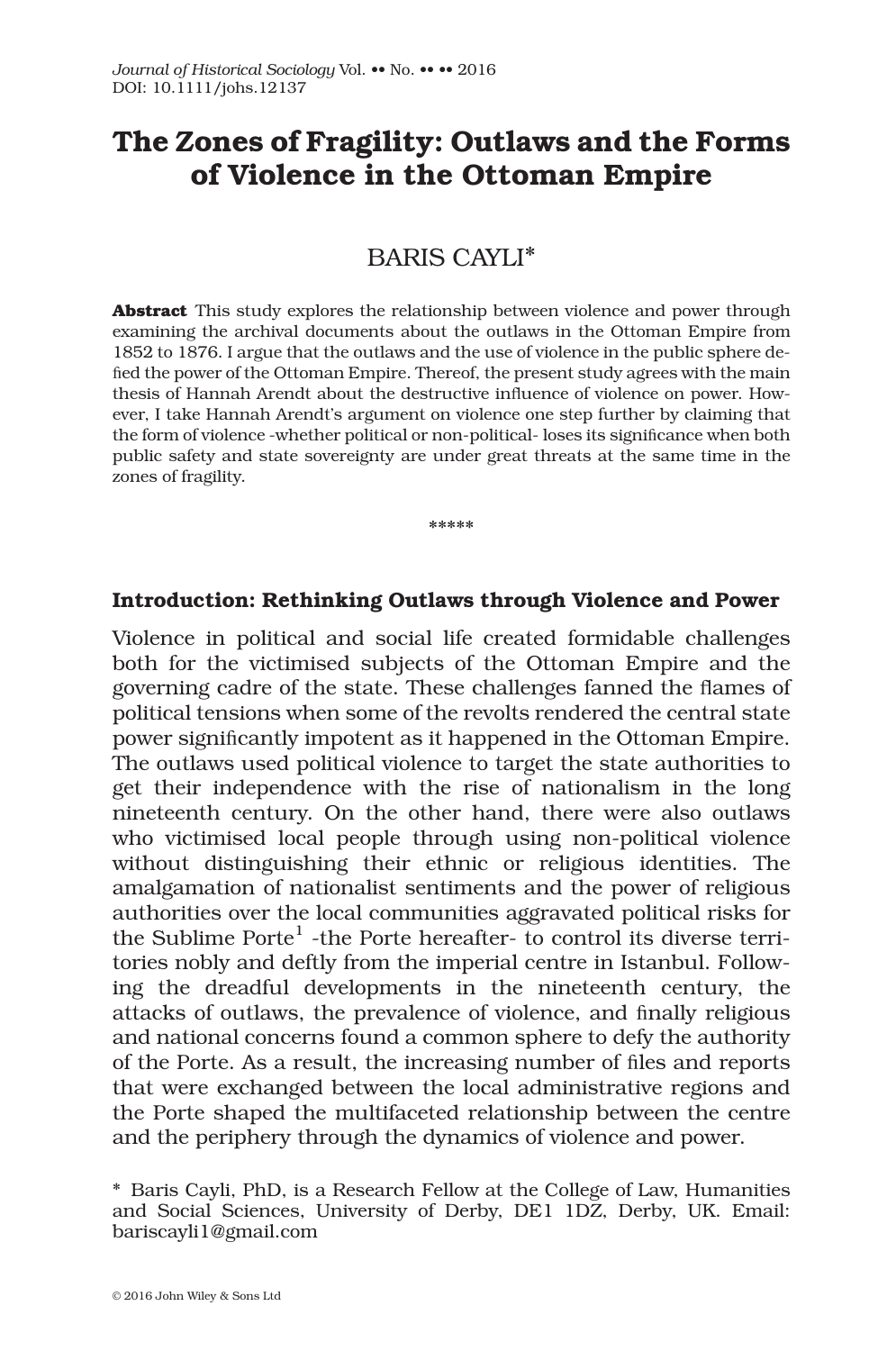# The Zones of Fragility: Outlaws and the Forms of Violence in the Ottoman Empire

BARIS CAYLI*

**Abstract** This study explores the relationship between violence and power through examining the archival documents about the outlaws in the Ottoman Empire from 1852 to 1876. I argue that the outlaws and the use of violence in the public sphere defied the power of the Ottoman Empire. Thereof, the present study agrees with the main thesis of Hannah Arendt about the destructive influence of violence on power. However, I take Hannah Arendt's argument on violence one step further by claiming that the form of violence -whether political or non-political- loses its significance when both public safety and state sovereignty are under great threats at the same time in the zones of fragility.

\*\*\*\*\*

## Introduction: Rethinking Outlaws through Violence and Power

Violence in political and social life created formidable challenges both for the victimised subjects of the Ottoman Empire and the governing cadre of the state. These challenges fanned the flames of political tensions when some of the revolts rendered the central state power significantly impotent as it happened in the Ottoman Empire. The outlaws used political violence to target the state authorities to get their independence with the rise of nationalism in the long nineteenth century. On the other hand, there were also outlaws who victimised local people through using non-political violence without distinguishing their ethnic or religious identities. The amalgamation of nationalist sentiments and the power of religious authorities over the local communities aggravated political risks for the Sublime Porte[1] -the Porte hereafter- to control its diverse territories nobly and deftly from the imperial centre in Istanbul. Following the dreadful developments in the nineteenth century, the attacks of outlaws, the prevalence of violence, and finally religious and national concerns found a common sphere to defy the authority of the Porte. As a result, the increasing number of files and reports that were exchanged between the local administrative regions and the Porte shaped the multifaceted relationship between the centre and the periphery through the dynamics of violence and power.

\* Baris Cayli, PhD, is a Research Fellow at the College of Law, Humanities and Social Sciences, University of Derby, DE1 1DZ, Derby, UK. Email: bariscayli1@gmail.com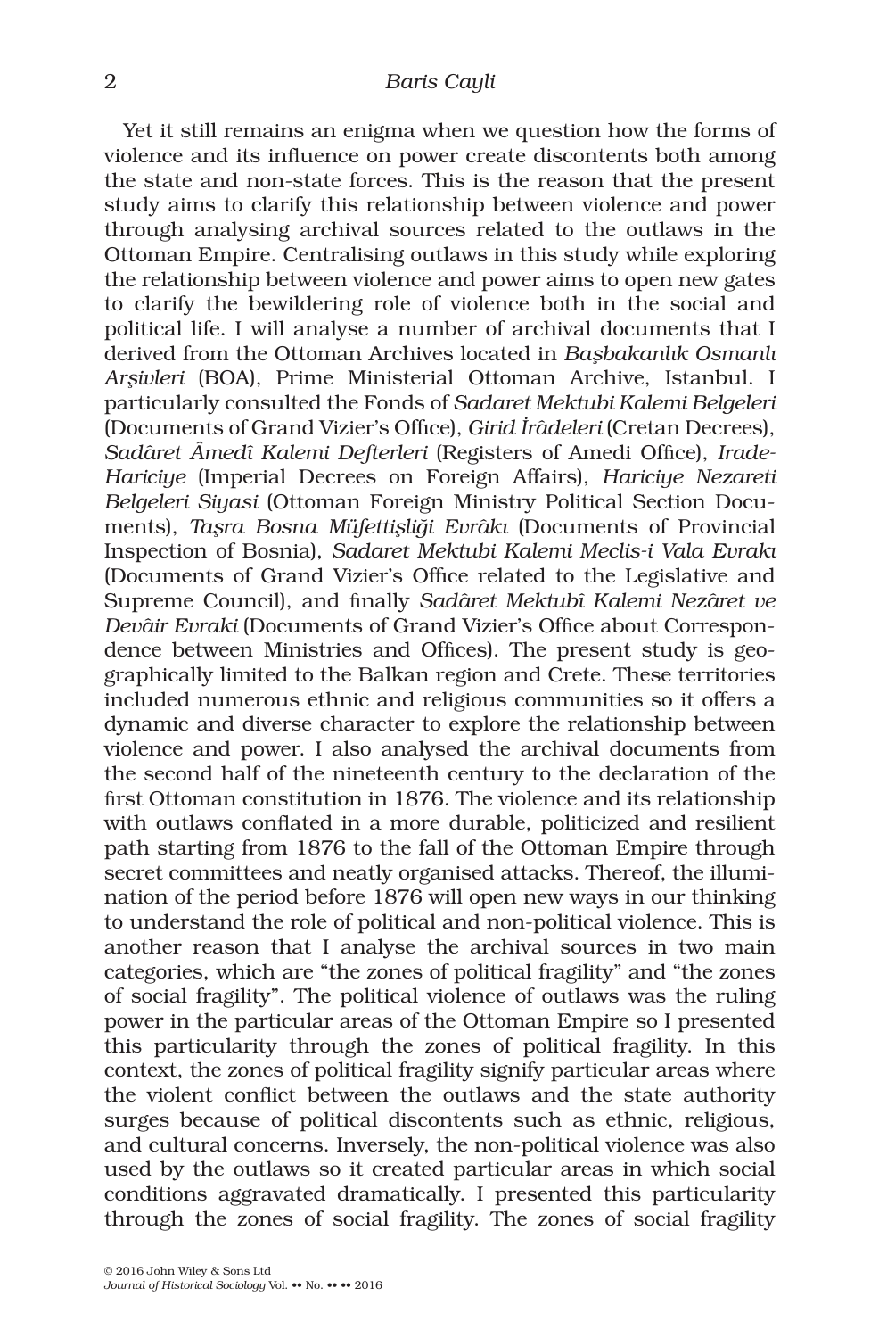Yet it still remains an enigma when we question how the forms of violence and its influence on power create discontents both among the state and non-state forces. This is the reason that the present study aims to clarify this relationship between violence and power through analysing archival sources related to the outlaws in the Ottoman Empire. Centralising outlaws in this study while exploring the relationship between violence and power aims to open new gates to clarify the bewildering role of violence both in the social and political life. I will analyse a number of archival documents that I derived from the Ottoman Archives located in *Başbakanlık Osmanlı Arşivleri* (BOA), Prime Ministerial Ottoman Archive, Istanbul. I particularly consulted the Fonds of *Sadaret Mektubi Kalemi Belgeleri* (Documents of Grand Vizier's Office), *Girid İrâdeleri* (Cretan Decrees), *Sadâret Âmedî Kalemi Defterleri* (Registers of Amedi Office), *Irade-Hariciye* (Imperial Decrees on Foreign Affairs), *Hariciye Nezareti Belgeleri Siyasi* (Ottoman Foreign Ministry Political Section Documents), *Taşra Bosna Müfettişliği Evrâkı* (Documents of Provincial Inspection of Bosnia), *Sadaret Mektubi Kalemi Meclis-i Vala Evrakı* (Documents of Grand Vizier's Office related to the Legislative and Supreme Council), and finally *Sadâret Mektubî Kalemi Nezâret ve Devâir Evraki* (Documents of Grand Vizier's Office about Correspondence between Ministries and Offices). The present study is geographically limited to the Balkan region and Crete. These territories included numerous ethnic and religious communities so it offers a dynamic and diverse character to explore the relationship between violence and power. I also analysed the archival documents from the second half of the nineteenth century to the declaration of the first Ottoman constitution in 1876. The violence and its relationship with outlaws conflated in a more durable, politicized and resilient path starting from 1876 to the fall of the Ottoman Empire through secret committees and neatly organised attacks. Thereof, the illumination of the period before 1876 will open new ways in our thinking to understand the role of political and non-political violence. This is another reason that I analyse the archival sources in two main categories, which are "the zones of political fragility" and "the zones of social fragility". The political violence of outlaws was the ruling power in the particular areas of the Ottoman Empire so I presented this particularity through the zones of political fragility. In this context, the zones of political fragility signify particular areas where the violent conflict between the outlaws and the state authority surges because of political discontents such as ethnic, religious, and cultural concerns. Inversely, the non-political violence was also used by the outlaws so it created particular areas in which social conditions aggravated dramatically. I presented this particularity through the zones of social fragility. The zones of social fragility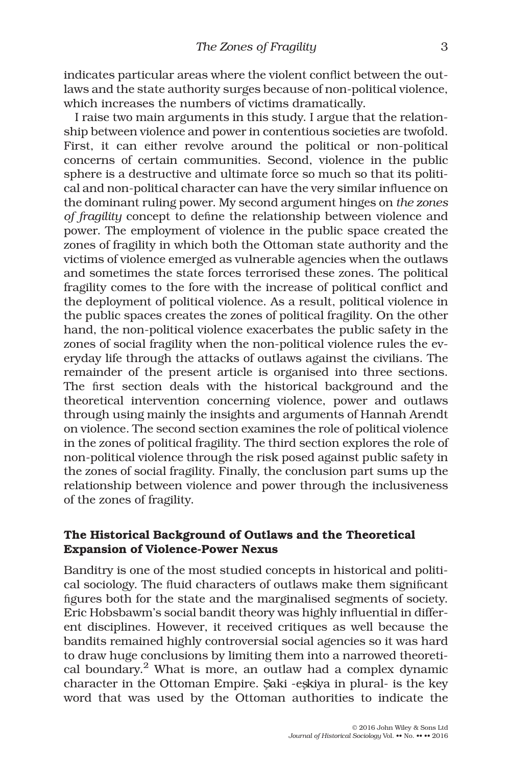indicates particular areas where the violent conflict between the outlaws and the state authority surges because of non-political violence, which increases the numbers of victims dramatically.

I raise two main arguments in this study. I argue that the relationship between violence and power in contentious societies are twofold. First, it can either revolve around the political or non-political concerns of certain communities. Second, violence in the public sphere is a destructive and ultimate force so much so that its political and non-political character can have the very similar influence on the dominant ruling power. My second argument hinges on *the zones of fragility* concept to define the relationship between violence and power. The employment of violence in the public space created the zones of fragility in which both the Ottoman state authority and the victims of violence emerged as vulnerable agencies when the outlaws and sometimes the state forces terrorised these zones. The political fragility comes to the fore with the increase of political conflict and the deployment of political violence. As a result, political violence in the public spaces creates the zones of political fragility. On the other hand, the non-political violence exacerbates the public safety in the zones of social fragility when the non-political violence rules the everyday life through the attacks of outlaws against the civilians. The remainder of the present article is organised into three sections. The first section deals with the historical background and the theoretical intervention concerning violence, power and outlaws through using mainly the insights and arguments of Hannah Arendt on violence. The second section examines the role of political violence in the zones of political fragility. The third section explores the role of non-political violence through the risk posed against public safety in the zones of social fragility. Finally, the conclusion part sums up the relationship between violence and power through the inclusiveness of the zones of fragility.

## The Historical Background of Outlaws and the Theoretical Expansion of Violence-Power Nexus

Banditry is one of the most studied concepts in historical and political sociology. The fluid characters of outlaws make them significant figures both for the state and the marginalised segments of society. Eric Hobsbawm's social bandit theory was highly influential in different disciplines. However, it received critiques as well because the bandits remained highly controversial social agencies so it was hard to draw huge conclusions by limiting them into a narrowed theoretical boundary.[2] What is more, an outlaw had a complex dynamic character in the Ottoman Empire. Şaki -eşkiya in plural- is the key word that was used by the Ottoman authorities to indicate the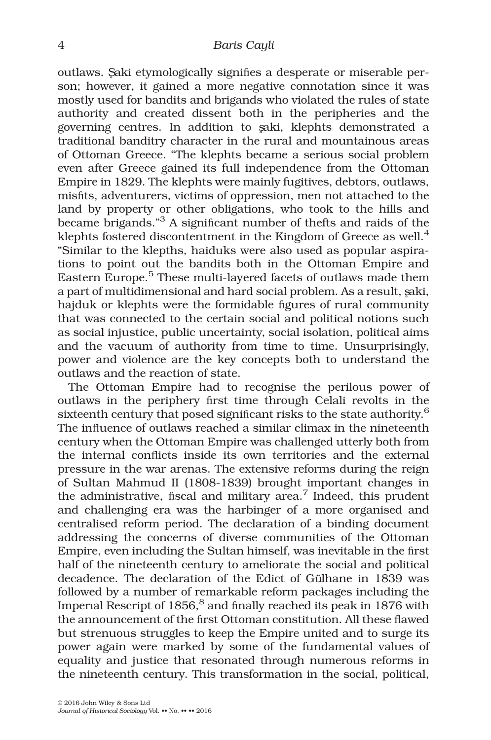outlaws. Şaki etymologically signifies a desperate or miserable person; however, it gained a more negative connotation since it was mostly used for bandits and brigands who violated the rules of state authority and created dissent both in the peripheries and the governing centres. In addition to şaki, klephts demonstrated a traditional banditry character in the rural and mountainous areas of Ottoman Greece. "The klephts became a serious social problem even after Greece gained its full independence from the Ottoman Empire in 1829. The klephts were mainly fugitives, debtors, outlaws, misfits, adventurers, victims of oppression, men not attached to the land by property or other obligations, who took to the hills and became brigands."[3] A significant number of thefts and raids of the klephts fostered discontentment in the Kingdom of Greece as well.[4] "Similar to the klepths, haiduks were also used as popular aspirations to point out the bandits both in the Ottoman Empire and Eastern Europe.[5] These multi-layered facets of outlaws made them a part of multidimensional and hard social problem. As a result, şaki, hajduk or klephts were the formidable figures of rural community that was connected to the certain social and political notions such as social injustice, public uncertainty, social isolation, political aims and the vacuum of authority from time to time. Unsurprisingly, power and violence are the key concepts both to understand the outlaws and the reaction of state.

The Ottoman Empire had to recognise the perilous power of outlaws in the periphery first time through Celali revolts in the sixteenth century that posed significant risks to the state authority.[6] The influence of outlaws reached a similar climax in the nineteenth century when the Ottoman Empire was challenged utterly both from the internal conflicts inside its own territories and the external pressure in the war arenas. The extensive reforms during the reign of Sultan Mahmud II (1808-1839) brought important changes in the administrative, fiscal and military area.[7] Indeed, this prudent and challenging era was the harbinger of a more organised and centralised reform period. The declaration of a binding document addressing the concerns of diverse communities of the Ottoman Empire, even including the Sultan himself, was inevitable in the first half of the nineteenth century to ameliorate the social and political decadence. The declaration of the Edict of Gülhane in 1839 was followed by a number of remarkable reform packages including the Imperıal Rescript of 1856,[8] and finally reached its peak in 1876 with the announcement of the first Ottoman constitution. All these flawed but strenuous struggles to keep the Empire united and to surge its power again were marked by some of the fundamental values of equality and justice that resonated through numerous reforms in the nineteenth century. This transformation in the social, political,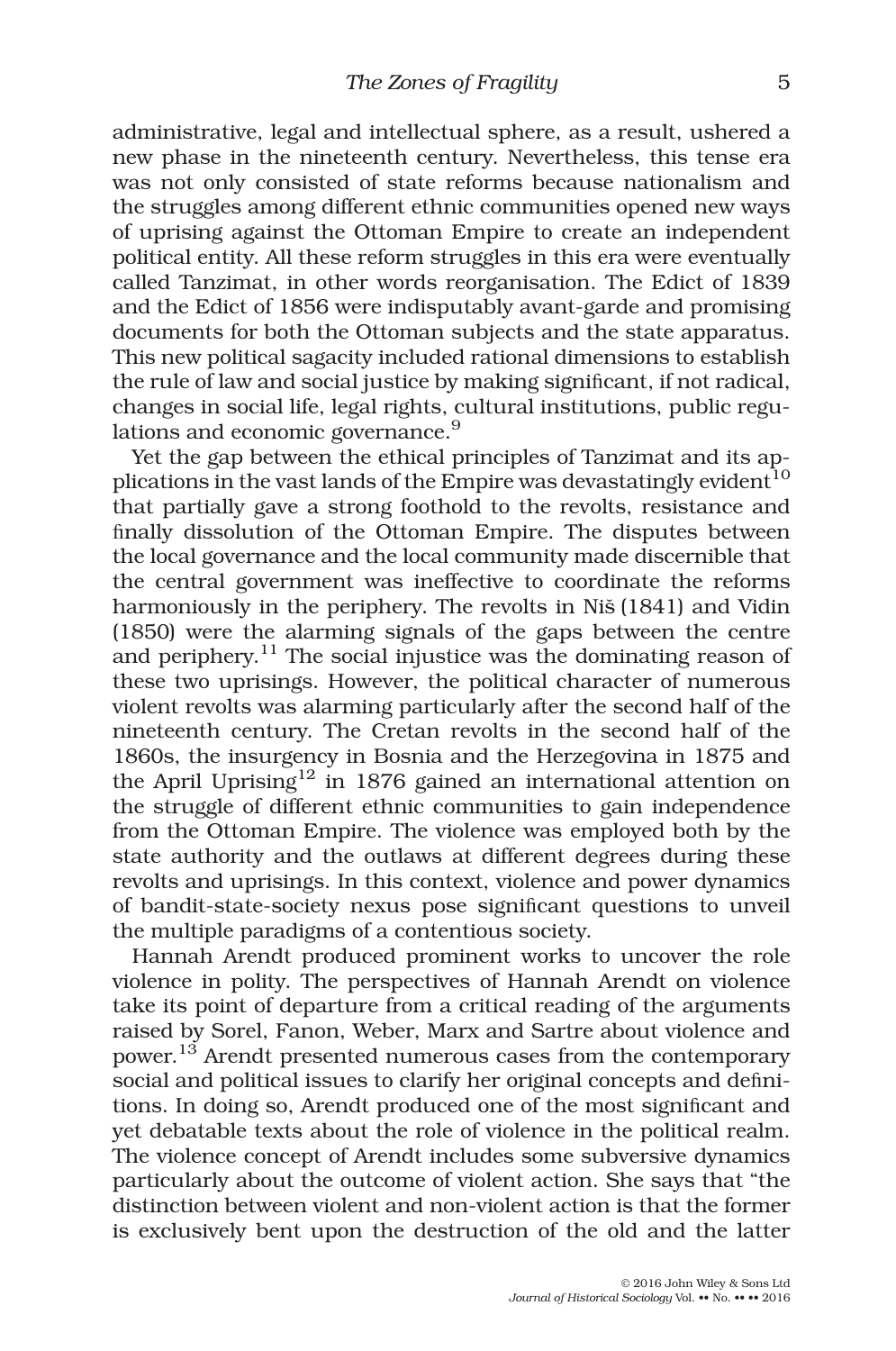administrative, legal and intellectual sphere, as a result, ushered a new phase in the nineteenth century. Nevertheless, this tense era was not only consisted of state reforms because nationalism and the struggles among different ethnic communities opened new ways of uprising against the Ottoman Empire to create an independent political entity. All these reform struggles in this era were eventually called Tanzimat, in other words reorganisation. The Edict of 1839 and the Edict of 1856 were indisputably avant-garde and promising documents for both the Ottoman subjects and the state apparatus. This new political sagacity included rational dimensions to establish the rule of law and social justice by making significant, if not radical, changes in social life, legal rights, cultural institutions, public regulations and economic governance.[9]

Yet the gap between the ethical principles of Tanzimat and its applications in the vast lands of the Empire was devastatingly evident[10] that partially gave a strong foothold to the revolts, resistance and finally dissolution of the Ottoman Empire. The disputes between the local governance and the local community made discernible that the central government was ineffective to coordinate the reforms harmoniously in the periphery. The revolts in Niš (1841) and Vidin (1850) were the alarming signals of the gaps between the centre and periphery.[11] The social injustice was the dominating reason of these two uprisings. However, the political character of numerous violent revolts was alarming particularly after the second half of the nineteenth century. The Cretan revolts in the second half of the 1860s, the insurgency in Bosnia and the Herzegovina in 1875 and the April Uprising[12] in 1876 gained an international attention on the struggle of different ethnic communities to gain independence from the Ottoman Empire. The violence was employed both by the state authority and the outlaws at different degrees during these revolts and uprisings. In this context, violence and power dynamics of bandit-state-society nexus pose significant questions to unveil the multiple paradigms of a contentious society.

Hannah Arendt produced prominent works to uncover the role violence in polity. The perspectives of Hannah Arendt on violence take its point of departure from a critical reading of the arguments raised by Sorel, Fanon, Weber, Marx and Sartre about violence and power.[13] Arendt presented numerous cases from the contemporary social and political issues to clarify her original concepts and definitions. In doing so, Arendt produced one of the most significant and yet debatable texts about the role of violence in the political realm. The violence concept of Arendt includes some subversive dynamics particularly about the outcome of violent action. She says that "the distinction between violent and non-violent action is that the former is exclusively bent upon the destruction of the old and the latter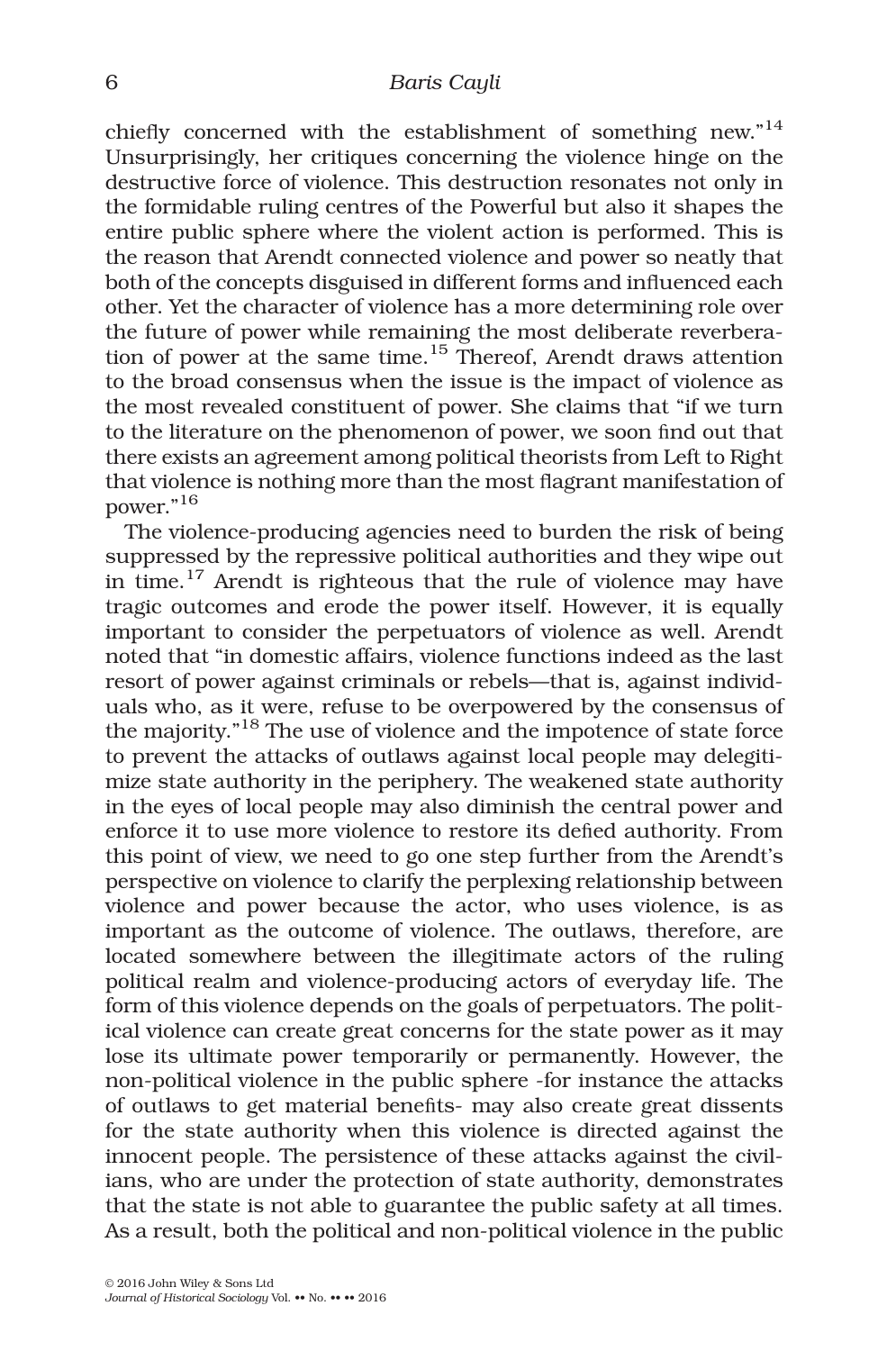chiefly concerned with the establishment of something new."[14] Unsurprisingly, her critiques concerning the violence hinge on the destructive force of violence. This destruction resonates not only in the formidable ruling centres of the Powerful but also it shapes the entire public sphere where the violent action is performed. This is the reason that Arendt connected violence and power so neatly that both of the concepts disguised in different forms and influenced each other. Yet the character of violence has a more determining role over the future of power while remaining the most deliberate reverberation of power at the same time.[15] Thereof, Arendt draws attention to the broad consensus when the issue is the impact of violence as the most revealed constituent of power. She claims that "if we turn to the literature on the phenomenon of power, we soon find out that there exists an agreement among political theorists from Left to Right that violence is nothing more than the most flagrant manifestation of power."[16]

The violence-producing agencies need to burden the risk of being suppressed by the repressive political authorities and they wipe out in time.[17] Arendt is righteous that the rule of violence may have tragic outcomes and erode the power itself. However, it is equally important to consider the perpetuators of violence as well. Arendt noted that "in domestic affairs, violence functions indeed as the last resort of power against criminals or rebels—that is, against individuals who, as it were, refuse to be overpowered by the consensus of the majority."[18] The use of violence and the impotence of state force to prevent the attacks of outlaws against local people may delegitimize state authority in the periphery. The weakened state authority in the eyes of local people may also diminish the central power and enforce it to use more violence to restore its defied authority. From this point of view, we need to go one step further from the Arendt's perspective on violence to clarify the perplexing relationship between violence and power because the actor, who uses violence, is as important as the outcome of violence. The outlaws, therefore, are located somewhere between the illegitimate actors of the ruling political realm and violence-producing actors of everyday life. The form of this violence depends on the goals of perpetuators. The political violence can create great concerns for the state power as it may lose its ultimate power temporarily or permanently. However, the non-political violence in the public sphere -for instance the attacks of outlaws to get material benefits- may also create great dissents for the state authority when this violence is directed against the innocent people. The persistence of these attacks against the civilians, who are under the protection of state authority, demonstrates that the state is not able to guarantee the public safety at all times. As a result, both the political and non-political violence in the public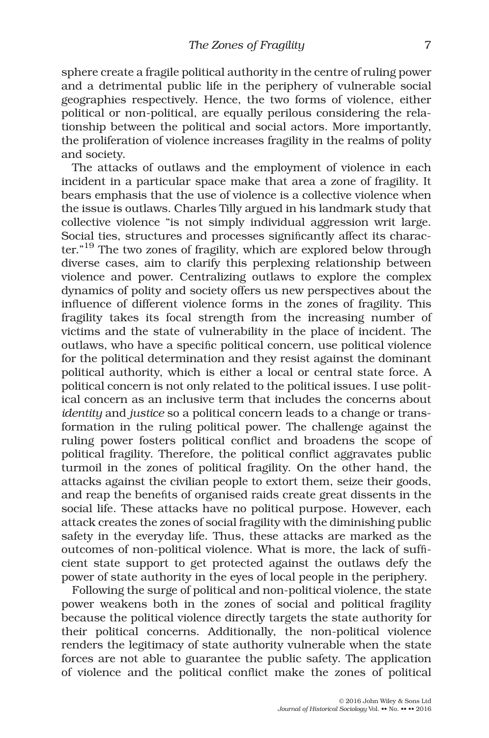sphere create a fragile political authority in the centre of ruling power and a detrimental public life in the periphery of vulnerable social geographies respectively. Hence, the two forms of violence, either political or non-political, are equally perilous considering the relationship between the political and social actors. More importantly, the proliferation of violence increases fragility in the realms of polity and society.

The attacks of outlaws and the employment of violence in each incident in a particular space make that area a zone of fragility. It bears emphasis that the use of violence is a collective violence when the issue is outlaws. Charles Tilly argued in his landmark study that collective violence "is not simply individual aggression writ large. Social ties, structures and processes significantly affect its character."[19] The two zones of fragility, which are explored below through diverse cases, aim to clarify this perplexing relationship between violence and power. Centralizing outlaws to explore the complex dynamics of polity and society offers us new perspectives about the influence of different violence forms in the zones of fragility. This fragility takes its focal strength from the increasing number of victims and the state of vulnerability in the place of incident. The outlaws, who have a specific political concern, use political violence for the political determination and they resist against the dominant political authority, which is either a local or central state force. A political concern is not only related to the political issues. I use political concern as an inclusive term that includes the concerns about *identity* and *justice* so a political concern leads to a change or transformation in the ruling political power. The challenge against the ruling power fosters political conflict and broadens the scope of political fragility. Therefore, the political conflict aggravates public turmoil in the zones of political fragility. On the other hand, the attacks against the civilian people to extort them, seize their goods, and reap the benefits of organised raids create great dissents in the social life. These attacks have no political purpose. However, each attack creates the zones of social fragility with the diminishing public safety in the everyday life. Thus, these attacks are marked as the outcomes of non-political violence. What is more, the lack of sufficient state support to get protected against the outlaws defy the power of state authority in the eyes of local people in the periphery.

Following the surge of political and non-political violence, the state power weakens both in the zones of social and political fragility because the political violence directly targets the state authority for their political concerns. Additionally, the non-political violence renders the legitimacy of state authority vulnerable when the state forces are not able to guarantee the public safety. The application of violence and the political conflict make the zones of political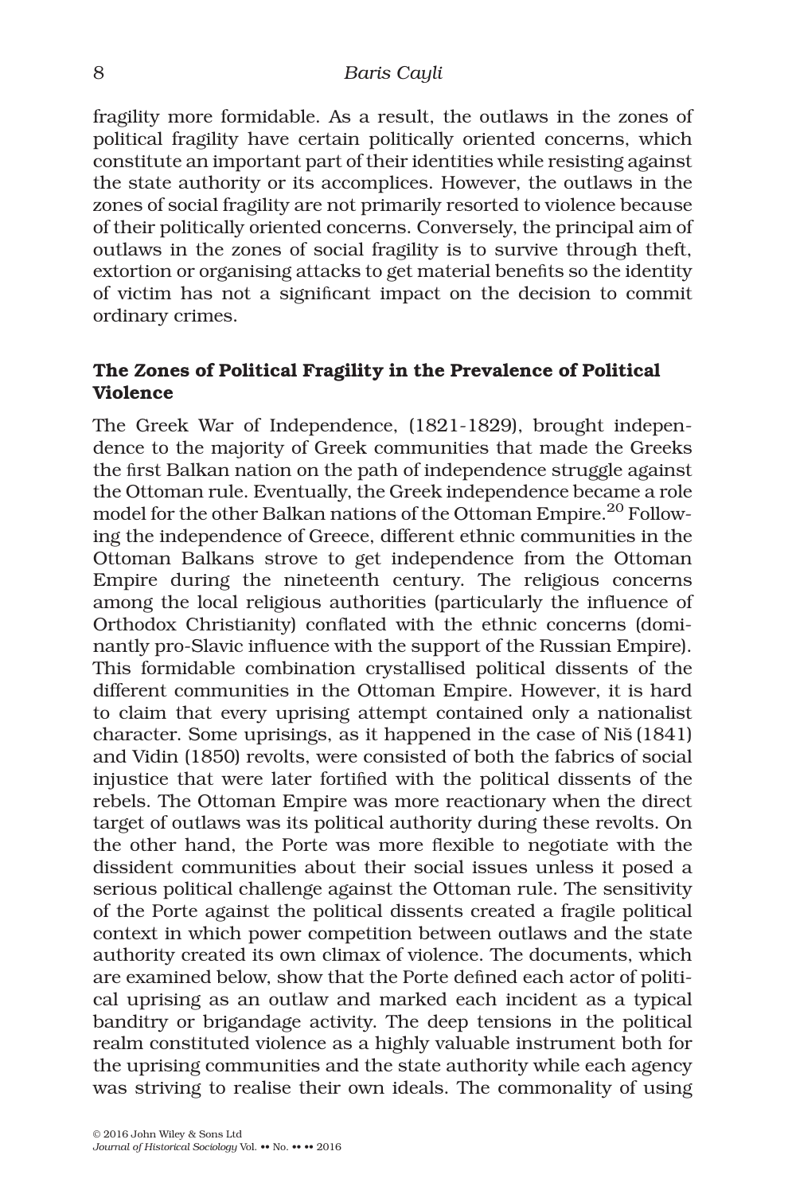fragility more formidable. As a result, the outlaws in the zones of political fragility have certain politically oriented concerns, which constitute an important part of their identities while resisting against the state authority or its accomplices. However, the outlaws in the zones of social fragility are not primarily resorted to violence because of their politically oriented concerns. Conversely, the principal aim of outlaws in the zones of social fragility is to survive through theft, extortion or organising attacks to get material benefits so the identity of victim has not a significant impact on the decision to commit ordinary crimes.

## The Zones of Political Fragility in the Prevalence of Political Violence

The Greek War of Independence, (1821-1829), brought independence to the majority of Greek communities that made the Greeks the first Balkan nation on the path of independence struggle against the Ottoman rule. Eventually, the Greek independence became a role model for the other Balkan nations of the Ottoman Empire.[20] Following the independence of Greece, different ethnic communities in the Ottoman Balkans strove to get independence from the Ottoman Empire during the nineteenth century. The religious concerns among the local religious authorities (particularly the influence of Orthodox Christianity) conflated with the ethnic concerns (dominantly pro-Slavic influence with the support of the Russian Empire). This formidable combination crystallised political dissents of the different communities in the Ottoman Empire. However, it is hard to claim that every uprising attempt contained only a nationalist character. Some uprisings, as it happened in the case of Niš (1841) and Vidin (1850) revolts, were consisted of both the fabrics of social injustice that were later fortified with the political dissents of the rebels. The Ottoman Empire was more reactionary when the direct target of outlaws was its political authority during these revolts. On the other hand, the Porte was more flexible to negotiate with the dissident communities about their social issues unless it posed a serious political challenge against the Ottoman rule. The sensitivity of the Porte against the political dissents created a fragile political context in which power competition between outlaws and the state authority created its own climax of violence. The documents, which are examined below, show that the Porte defined each actor of political uprising as an outlaw and marked each incident as a typical banditry or brigandage activity. The deep tensions in the political realm constituted violence as a highly valuable instrument both for the uprising communities and the state authority while each agency was striving to realise their own ideals. The commonality of using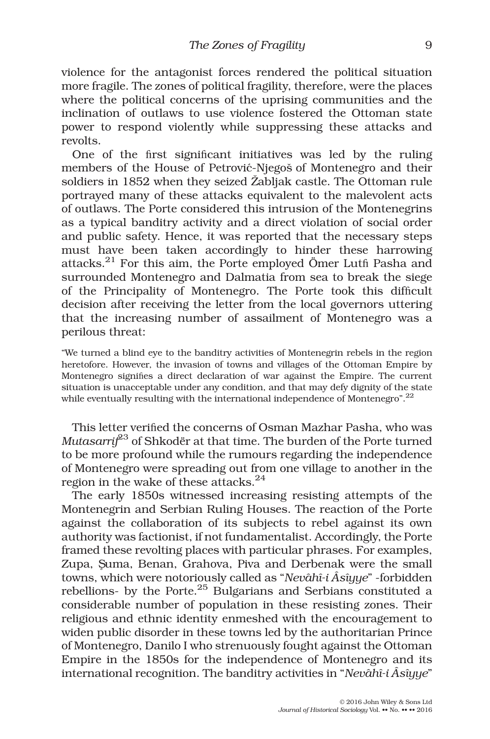violence for the antagonist forces rendered the political situation more fragile. The zones of political fragility, therefore, were the places where the political concerns of the uprising communities and the inclination of outlaws to use violence fostered the Ottoman state power to respond violently while suppressing these attacks and revolts.

One of the first significant initiatives was led by the ruling members of the House of Petrović-Njegoš of Montenegro and their soldiers in 1852 when they seized Žabljak castle. The Ottoman rule portrayed many of these attacks equivalent to the malevolent acts of outlaws. The Porte considered this intrusion of the Montenegrins as a typical banditry activity and a direct violation of social order and public safety. Hence, it was reported that the necessary steps must have been taken accordingly to hinder these harrowing attacks.[21] For this aim, the Porte employed Ömer Lutfi Pasha and surrounded Montenegro and Dalmatia from sea to break the siege of the Principality of Montenegro. The Porte took this difficult decision after receiving the letter from the local governors uttering that the increasing number of assailment of Montenegro was a perilous threat:

> "We turned a blind eye to the banditry activities of Montenegrin rebels in the region heretofore. However, the invasion of towns and villages of the Ottoman Empire by Montenegro signifies a direct declaration of war against the Empire. The current situation is unacceptable under any condition, and that may defy dignity of the state while eventually resulting with the international independence of Montenegro".[22]

This letter verified the concerns of Osman Mazhar Pasha, who was *Mutasarrif*[23] of Shkodër at that time. The burden of the Porte turned to be more profound while the rumours regarding the independence of Montenegro were spreading out from one village to another in the region in the wake of these attacks.[24]

The early 1850s witnessed increasing resisting attempts of the Montenegrin and Serbian Ruling Houses. The reaction of the Porte against the collaboration of its subjects to rebel against its own authority was factionist, if not fundamentalist. Accordingly, the Porte framed these revolting places with particular phrases. For examples, Zupa, Şuma, Benan, Grahova, Piva and Derbenak were the small towns, which were notoriously called as "*Nevâhî-i Âsîyye*" -forbidden rebellions- by the Porte.[25] Bulgarians and Serbians constituted a considerable number of population in these resisting zones. Their religious and ethnic identity enmeshed with the encouragement to widen public disorder in these towns led by the authoritarian Prince of Montenegro, Danilo I who strenuously fought against the Ottoman Empire in the 1850s for the independence of Montenegro and its international recognition. The banditry activities in "*Nevâhî-i Âsîyye*"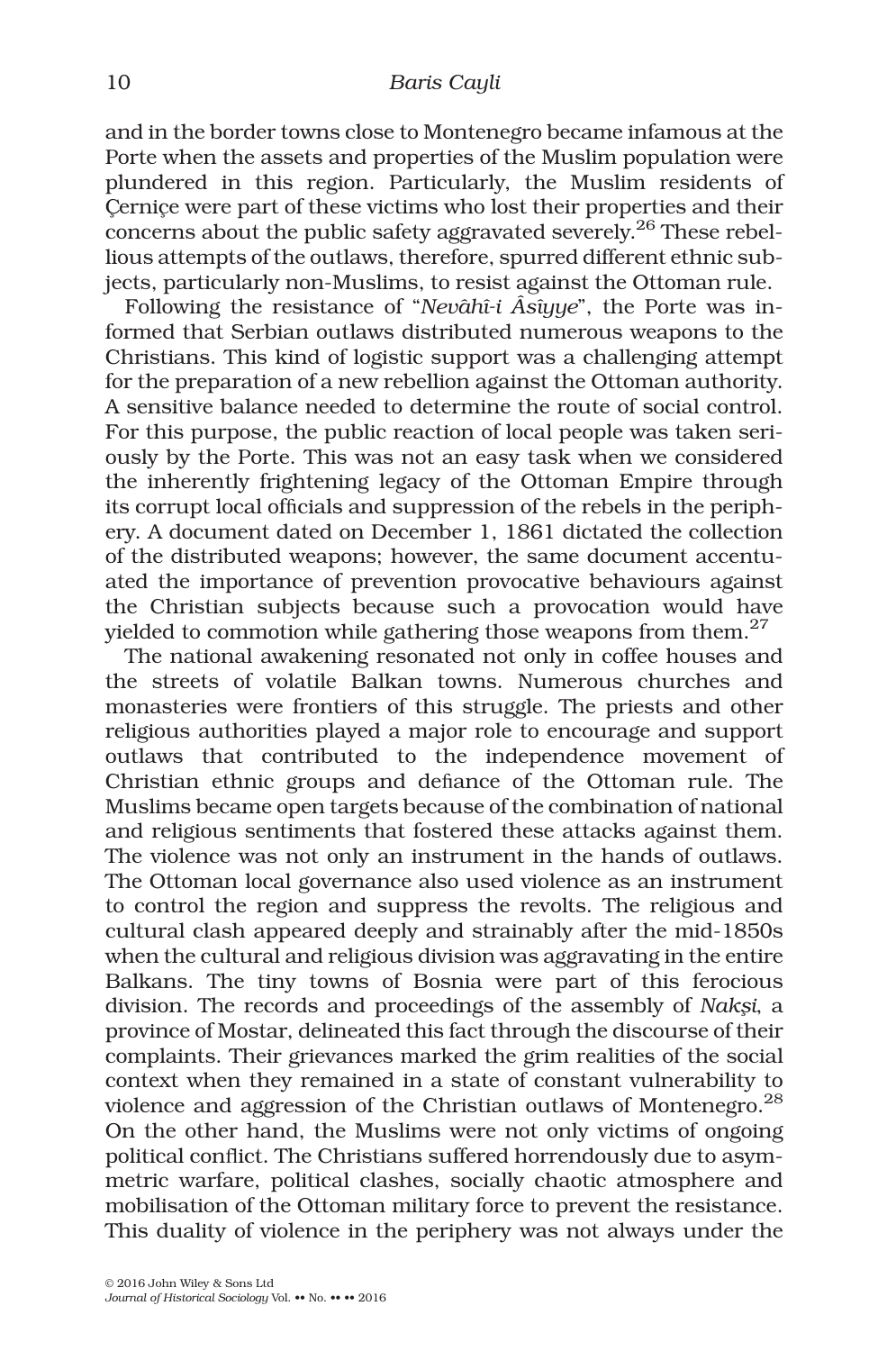and in the border towns close to Montenegro became infamous at the Porte when the assets and properties of the Muslim population were plundered in this region. Particularly, the Muslim residents of Çerniçe were part of these victims who lost their properties and their concerns about the public safety aggravated severely.[26] These rebellious attempts of the outlaws, therefore, spurred different ethnic subjects, particularly non-Muslims, to resist against the Ottoman rule.

Following the resistance of "*Nevâhî-i Âsîyye*", the Porte was informed that Serbian outlaws distributed numerous weapons to the Christians. This kind of logistic support was a challenging attempt for the preparation of a new rebellion against the Ottoman authority. A sensitive balance needed to determine the route of social control. For this purpose, the public reaction of local people was taken seriously by the Porte. This was not an easy task when we considered the inherently frightening legacy of the Ottoman Empire through its corrupt local officials and suppression of the rebels in the periphery. A document dated on December 1, 1861 dictated the collection of the distributed weapons; however, the same document accentuated the importance of prevention provocative behaviours against the Christian subjects because such a provocation would have yielded to commotion while gathering those weapons from them.[27]

The national awakening resonated not only in coffee houses and the streets of volatile Balkan towns. Numerous churches and monasteries were frontiers of this struggle. The priests and other religious authorities played a major role to encourage and support outlaws that contributed to the independence movement of Christian ethnic groups and defiance of the Ottoman rule. The Muslims became open targets because of the combination of national and religious sentiments that fostered these attacks against them. The violence was not only an instrument in the hands of outlaws. The Ottoman local governance also used violence as an instrument to control the region and suppress the revolts. The religious and cultural clash appeared deeply and strainably after the mid-1850s when the cultural and religious division was aggravating in the entire Balkans. The tiny towns of Bosnia were part of this ferocious division. The records and proceedings of the assembly of *Nakşi*, a province of Mostar, delineated this fact through the discourse of their complaints. Their grievances marked the grim realities of the social context when they remained in a state of constant vulnerability to violence and aggression of the Christian outlaws of Montenegro.[28] On the other hand, the Muslims were not only victims of ongoing political conflict. The Christians suffered horrendously due to asymmetric warfare, political clashes, socially chaotic atmosphere and mobilisation of the Ottoman military force to prevent the resistance. This duality of violence in the periphery was not always under the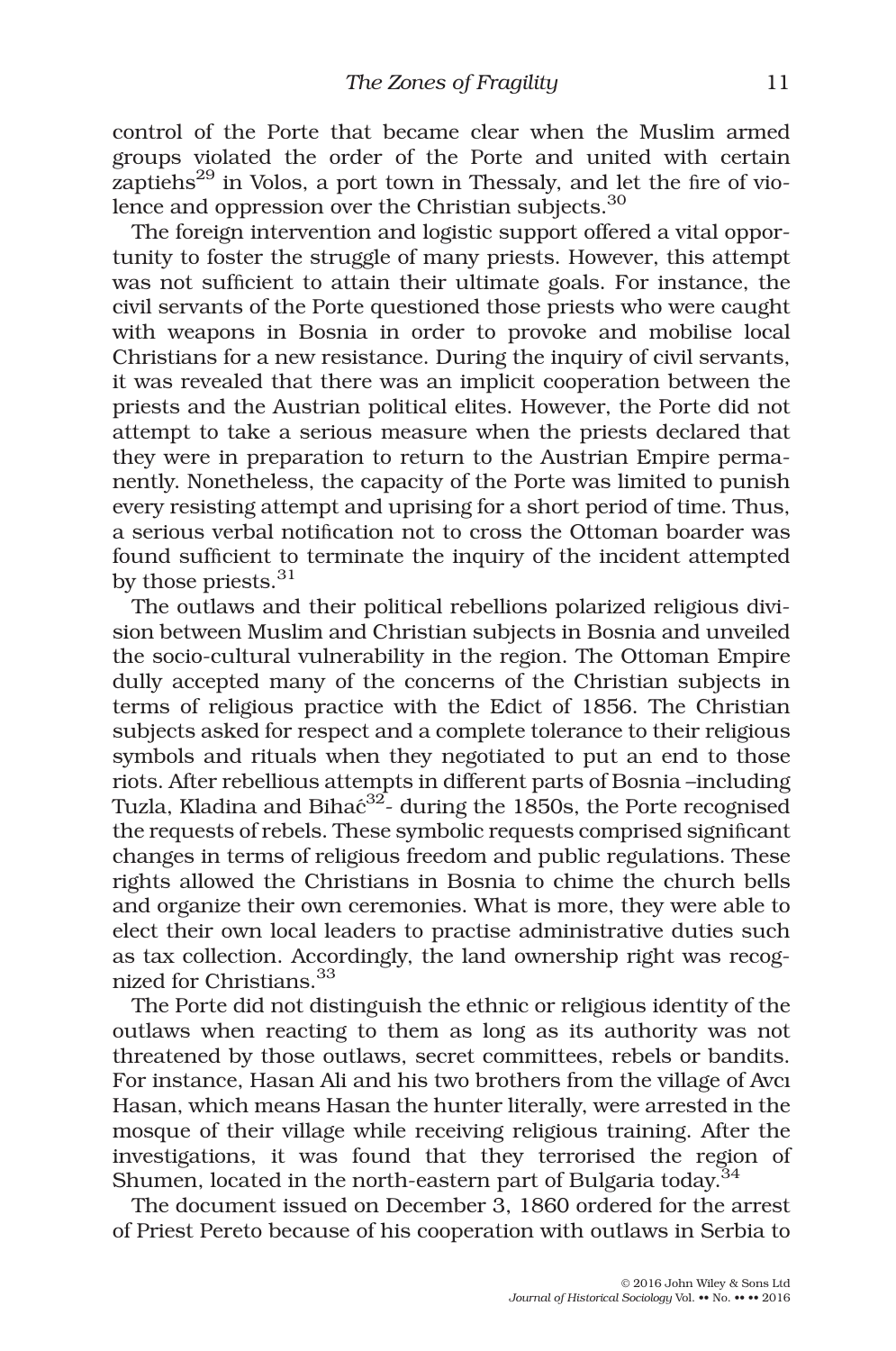control of the Porte that became clear when the Muslim armed groups violated the order of the Porte and united with certain zaptiehs[29] in Volos, a port town in Thessaly, and let the fire of violence and oppression over the Christian subjects.[30]

The foreign intervention and logistic support offered a vital opportunity to foster the struggle of many priests. However, this attempt was not sufficient to attain their ultimate goals. For instance, the civil servants of the Porte questioned those priests who were caught with weapons in Bosnia in order to provoke and mobilise local Christians for a new resistance. During the inquiry of civil servants, it was revealed that there was an implicit cooperation between the priests and the Austrian political elites. However, the Porte did not attempt to take a serious measure when the priests declared that they were in preparation to return to the Austrian Empire permanently. Nonetheless, the capacity of the Porte was limited to punish every resisting attempt and uprising for a short period of time. Thus, a serious verbal notification not to cross the Ottoman boarder was found sufficient to terminate the inquiry of the incident attempted by those priests.[31]

The outlaws and their political rebellions polarized religious division between Muslim and Christian subjects in Bosnia and unveiled the socio-cultural vulnerability in the region. The Ottoman Empire dully accepted many of the concerns of the Christian subjects in terms of religious practice with the Edict of 1856. The Christian subjects asked for respect and a complete tolerance to their religious symbols and rituals when they negotiated to put an end to those riots. After rebellious attempts in different parts of Bosnia –including Tuzla, Kladina and Bihać[32]- during the 1850s, the Porte recognised the requests of rebels. These symbolic requests comprised significant changes in terms of religious freedom and public regulations. These rights allowed the Christians in Bosnia to chime the church bells and organize their own ceremonies. What is more, they were able to elect their own local leaders to practise administrative duties such as tax collection. Accordingly, the land ownership right was recognized for Christians.[33]

The Porte did not distinguish the ethnic or religious identity of the outlaws when reacting to them as long as its authority was not threatened by those outlaws, secret committees, rebels or bandits. For instance, Hasan Ali and his two brothers from the village of Avcı Hasan, which means Hasan the hunter literally, were arrested in the mosque of their village while receiving religious training. After the investigations, it was found that they terrorised the region of Shumen, located in the north-eastern part of Bulgaria today.[34]

The document issued on December 3, 1860 ordered for the arrest of Priest Pereto because of his cooperation with outlaws in Serbia to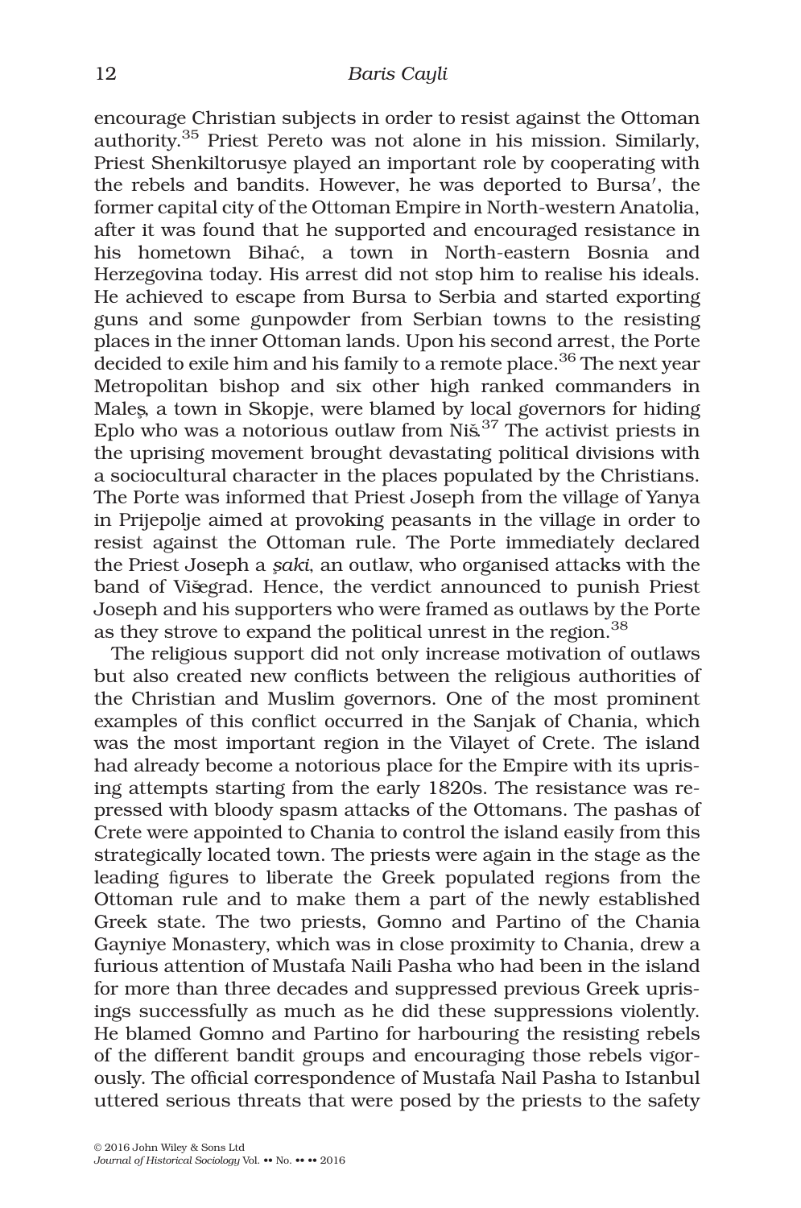encourage Christian subjects in order to resist against the Ottoman authority.[35] Priest Pereto was not alone in his mission. Similarly, Priest Shenkiltorusye played an important role by cooperating with the rebels and bandits. However, he was deported to Bursa′, the former capital city of the Ottoman Empire in North-western Anatolia, after it was found that he supported and encouraged resistance in his hometown Bihać, a town in North-eastern Bosnia and Herzegovina today. His arrest did not stop him to realise his ideals. He achieved to escape from Bursa to Serbia and started exporting guns and some gunpowder from Serbian towns to the resisting places in the inner Ottoman lands. Upon his second arrest, the Porte decided to exile him and his family to a remote place.[36] The next year Metropolitan bishop and six other high ranked commanders in Maleş, a town in Skopje, were blamed by local governors for hiding Eplo who was a notorious outlaw from Niš.[37] The activist priests in the uprising movement brought devastating political divisions with a sociocultural character in the places populated by the Christians. The Porte was informed that Priest Joseph from the village of Yanya in Prijepolje aimed at provoking peasants in the village in order to resist against the Ottoman rule. The Porte immediately declared the Priest Joseph a *şaki*, an outlaw, who organised attacks with the band of Višegrad. Hence, the verdict announced to punish Priest Joseph and his supporters who were framed as outlaws by the Porte as they strove to expand the political unrest in the region.[38]

The religious support did not only increase motivation of outlaws but also created new conflicts between the religious authorities of the Christian and Muslim governors. One of the most prominent examples of this conflict occurred in the Sanjak of Chania, which was the most important region in the Vilayet of Crete. The island had already become a notorious place for the Empire with its uprising attempts starting from the early 1820s. The resistance was repressed with bloody spasm attacks of the Ottomans. The pashas of Crete were appointed to Chania to control the island easily from this strategically located town. The priests were again in the stage as the leading figures to liberate the Greek populated regions from the Ottoman rule and to make them a part of the newly established Greek state. The two priests, Gomno and Partino of the Chania Gayniye Monastery, which was in close proximity to Chania, drew a furious attention of Mustafa Naili Pasha who had been in the island for more than three decades and suppressed previous Greek uprisings successfully as much as he did these suppressions violently. He blamed Gomno and Partino for harbouring the resisting rebels of the different bandit groups and encouraging those rebels vigorously. The official correspondence of Mustafa Nail Pasha to Istanbul uttered serious threats that were posed by the priests to the safety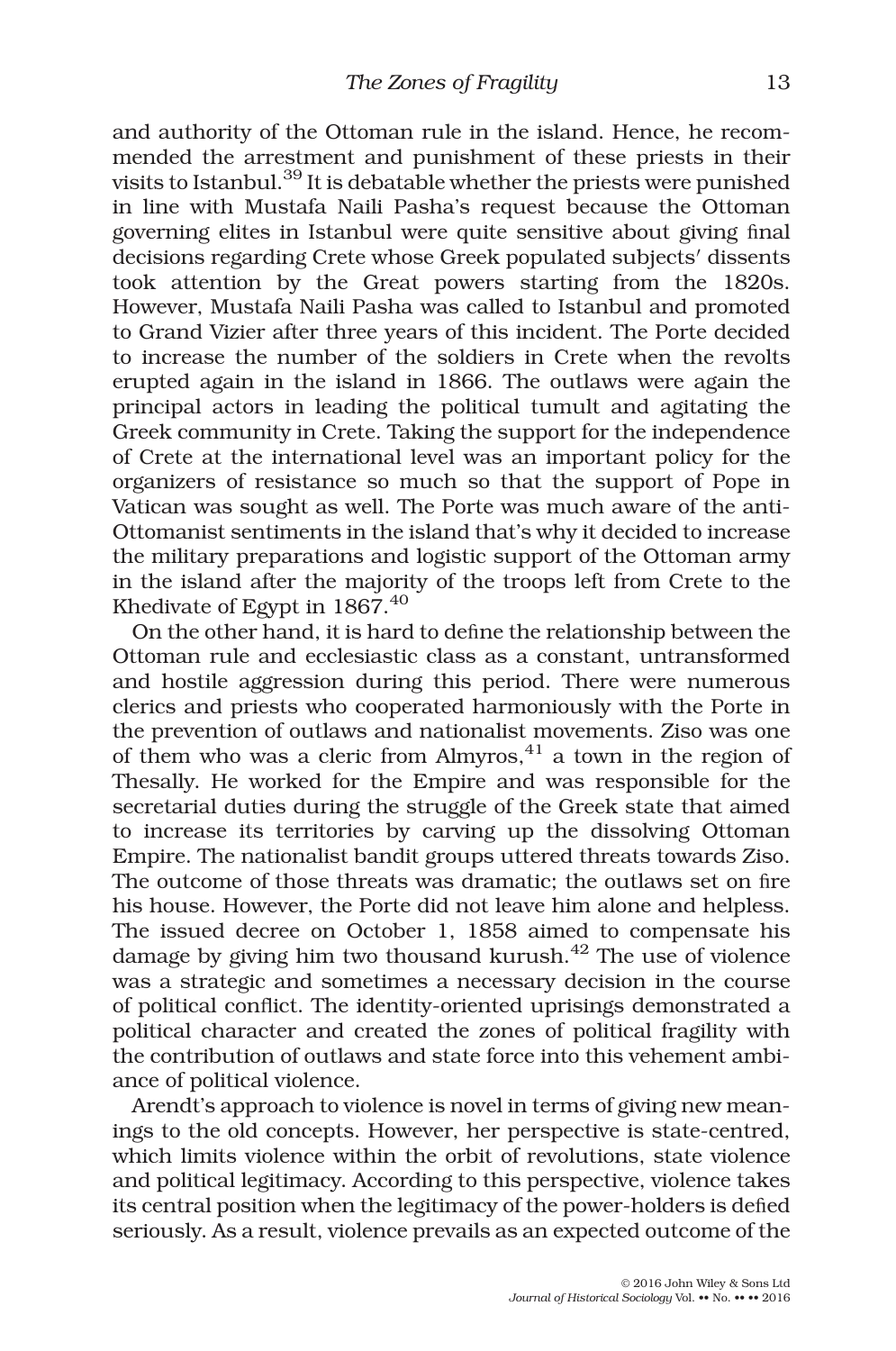and authority of the Ottoman rule in the island. Hence, he recommended the arrestment and punishment of these priests in their visits to Istanbul.[39] It is debatable whether the priests were punished in line with Mustafa Naili Pasha's request because the Ottoman governing elites in Istanbul were quite sensitive about giving final decisions regarding Crete whose Greek populated subjects′ dissents took attention by the Great powers starting from the 1820s. However, Mustafa Naili Pasha was called to Istanbul and promoted to Grand Vizier after three years of this incident. The Porte decided to increase the number of the soldiers in Crete when the revolts erupted again in the island in 1866. The outlaws were again the principal actors in leading the political tumult and agitating the Greek community in Crete. Taking the support for the independence of Crete at the international level was an important policy for the organizers of resistance so much so that the support of Pope in Vatican was sought as well. The Porte was much aware of the anti-Ottomanist sentiments in the island that's why it decided to increase the military preparations and logistic support of the Ottoman army in the island after the majority of the troops left from Crete to the Khedivate of Egypt in 1867.[40]

On the other hand, it is hard to define the relationship between the Ottoman rule and ecclesiastic class as a constant, untransformed and hostile aggression during this period. There were numerous clerics and priests who cooperated harmoniously with the Porte in the prevention of outlaws and nationalist movements. Ziso was one of them who was a cleric from Almyros,[41] a town in the region of Thesally. He worked for the Empire and was responsible for the secretarial duties during the struggle of the Greek state that aimed to increase its territories by carving up the dissolving Ottoman Empire. The nationalist bandit groups uttered threats towards Ziso. The outcome of those threats was dramatic; the outlaws set on fire his house. However, the Porte did not leave him alone and helpless. The issued decree on October 1, 1858 aimed to compensate his damage by giving him two thousand kurush.[42] The use of violence was a strategic and sometimes a necessary decision in the course of political conflict. The identity-oriented uprisings demonstrated a political character and created the zones of political fragility with the contribution of outlaws and state force into this vehement ambiance of political violence.

Arendt's approach to violence is novel in terms of giving new meanings to the old concepts. However, her perspective is state-centred, which limits violence within the orbit of revolutions, state violence and political legitimacy. According to this perspective, violence takes its central position when the legitimacy of the power-holders is defied seriously. As a result, violence prevails as an expected outcome of the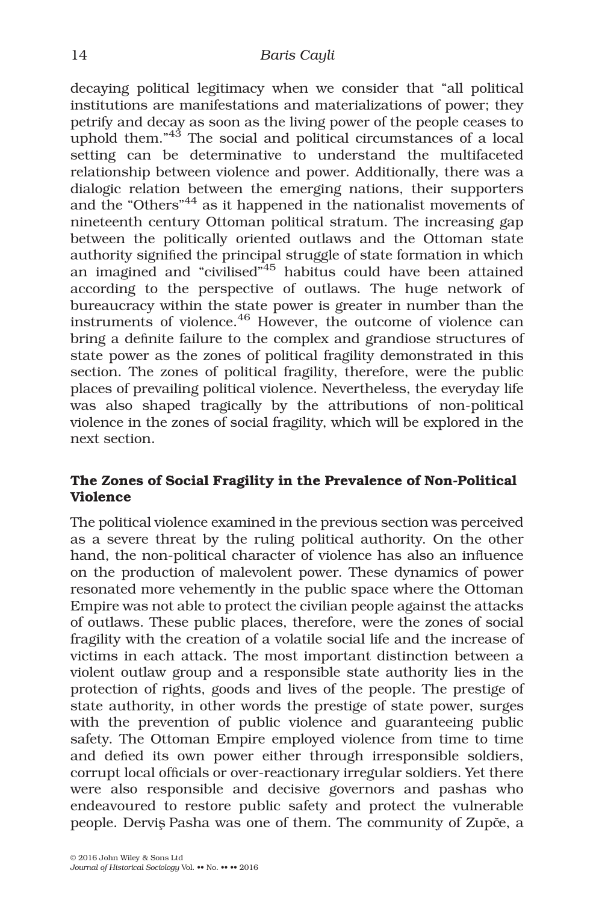decaying political legitimacy when we consider that "all political institutions are manifestations and materializations of power; they petrify and decay as soon as the living power of the people ceases to uphold them."[43] The social and political circumstances of a local setting can be determinative to understand the multifaceted relationship between violence and power. Additionally, there was a dialogic relation between the emerging nations, their supporters and the "Others"[44] as it happened in the nationalist movements of nineteenth century Ottoman political stratum. The increasing gap between the politically oriented outlaws and the Ottoman state authority signified the principal struggle of state formation in which an imagined and "civilised"[45] habitus could have been attained according to the perspective of outlaws. The huge network of bureaucracy within the state power is greater in number than the instruments of violence.[46] However, the outcome of violence can bring a definite failure to the complex and grandiose structures of state power as the zones of political fragility demonstrated in this section. The zones of political fragility, therefore, were the public places of prevailing political violence. Nevertheless, the everyday life was also shaped tragically by the attributions of non-political violence in the zones of social fragility, which will be explored in the next section.

## The Zones of Social Fragility in the Prevalence of Non-Political Violence

The political violence examined in the previous section was perceived as a severe threat by the ruling political authority. On the other hand, the non-political character of violence has also an influence on the production of malevolent power. These dynamics of power resonated more vehemently in the public space where the Ottoman Empire was not able to protect the civilian people against the attacks of outlaws. These public places, therefore, were the zones of social fragility with the creation of a volatile social life and the increase of victims in each attack. The most important distinction between a violent outlaw group and a responsible state authority lies in the protection of rights, goods and lives of the people. The prestige of state authority, in other words the prestige of state power, surges with the prevention of public violence and guaranteeing public safety. The Ottoman Empire employed violence from time to time and defied its own power either through irresponsible soldiers, corrupt local officials or over-reactionary irregular soldiers. Yet there were also responsible and decisive governors and pashas who endeavoured to restore public safety and protect the vulnerable people. Derviş Pasha was one of them. The community of Zupče, a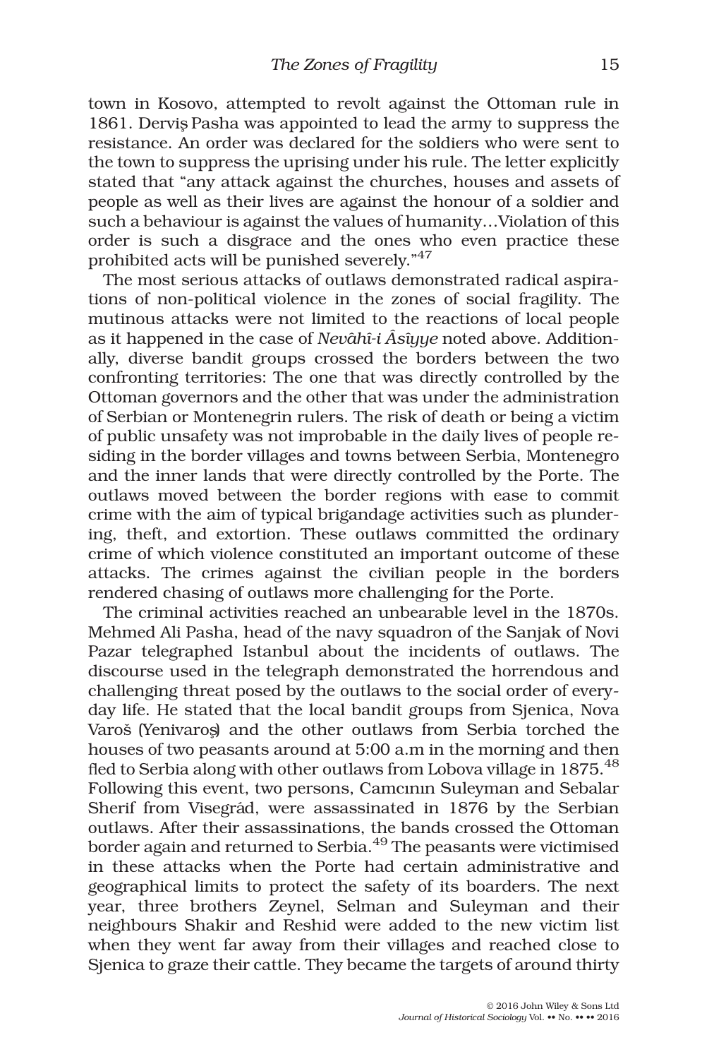town in Kosovo, attempted to revolt against the Ottoman rule in 1861. Derviş Pasha was appointed to lead the army to suppress the resistance. An order was declared for the soldiers who were sent to the town to suppress the uprising under his rule. The letter explicitly stated that "any attack against the churches, houses and assets of people as well as their lives are against the honour of a soldier and such a behaviour is against the values of humanity…Violation of this order is such a disgrace and the ones who even practice these prohibited acts will be punished severely."[47]

The most serious attacks of outlaws demonstrated radical aspirations of non-political violence in the zones of social fragility. The mutinous attacks were not limited to the reactions of local people as it happened in the case of *Nevâhî-i Âsîyye* noted above. Additionally, diverse bandit groups crossed the borders between the two confronting territories: The one that was directly controlled by the Ottoman governors and the other that was under the administration of Serbian or Montenegrin rulers. The risk of death or being a victim of public unsafety was not improbable in the daily lives of people residing in the border villages and towns between Serbia, Montenegro and the inner lands that were directly controlled by the Porte. The outlaws moved between the border regions with ease to commit crime with the aim of typical brigandage activities such as plundering, theft, and extortion. These outlaws committed the ordinary crime of which violence constituted an important outcome of these attacks. The crimes against the civilian people in the borders rendered chasing of outlaws more challenging for the Porte.

The criminal activities reached an unbearable level in the 1870s. Mehmed Ali Pasha, head of the navy squadron of the Sanjak of Novi Pazar telegraphed Istanbul about the incidents of outlaws. The discourse used in the telegraph demonstrated the horrendous and challenging threat posed by the outlaws to the social order of everyday life. He stated that the local bandit groups from Sjenica, Nova Varoš (Yenivaroş) and the other outlaws from Serbia torched the houses of two peasants around at 5:00 a.m in the morning and then fled to Serbia along with other outlaws from Lobova village in 1875.[48] Following this event, two persons, Camcının Suleyman and Sebalar Sherif from Visegrád, were assassinated in 1876 by the Serbian outlaws. After their assassinations, the bands crossed the Ottoman border again and returned to Serbia.[49] The peasants were victimised in these attacks when the Porte had certain administrative and geographical limits to protect the safety of its boarders. The next year, three brothers Zeynel, Selman and Suleyman and their neighbours Shakir and Reshid were added to the new victim list when they went far away from their villages and reached close to Sjenica to graze their cattle. They became the targets of around thirty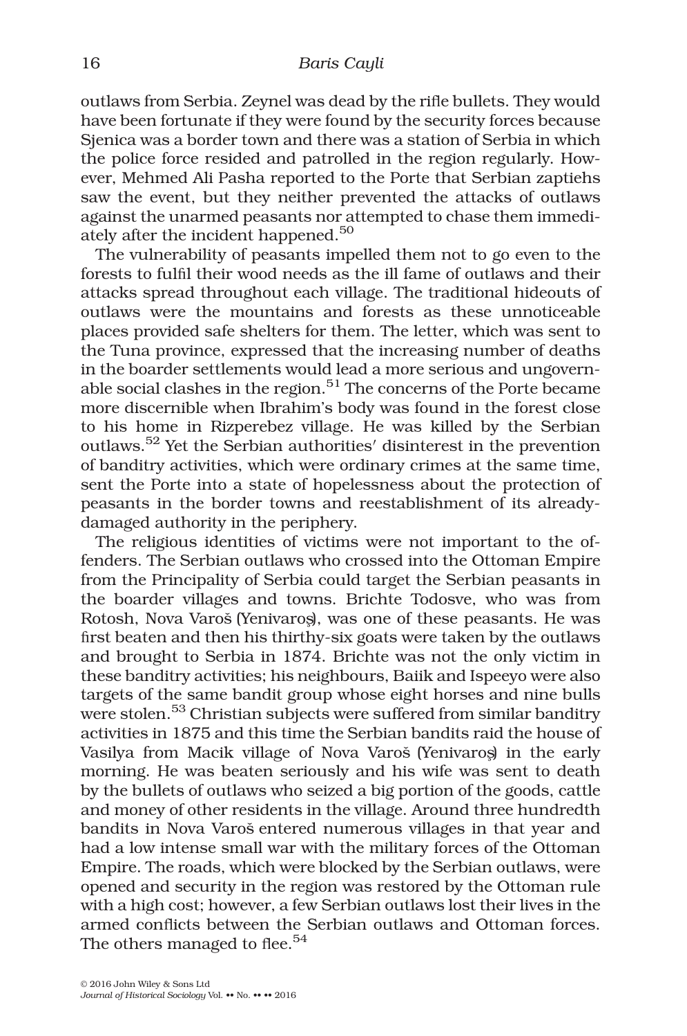outlaws from Serbia. Zeynel was dead by the rifle bullets. They would have been fortunate if they were found by the security forces because Sjenica was a border town and there was a station of Serbia in which the police force resided and patrolled in the region regularly. However, Mehmed Ali Pasha reported to the Porte that Serbian zaptiehs saw the event, but they neither prevented the attacks of outlaws against the unarmed peasants nor attempted to chase them immediately after the incident happened.[50]

The vulnerability of peasants impelled them not to go even to the forests to fulfil their wood needs as the ill fame of outlaws and their attacks spread throughout each village. The traditional hideouts of outlaws were the mountains and forests as these unnoticeable places provided safe shelters for them. The letter, which was sent to the Tuna province, expressed that the increasing number of deaths in the boarder settlements would lead a more serious and ungovernable social clashes in the region.[51] The concerns of the Porte became more discernible when Ibrahim's body was found in the forest close to his home in Rizperebez village. He was killed by the Serbian outlaws.[52] Yet the Serbian authorities' disinterest in the prevention of banditry activities, which were ordinary crimes at the same time, sent the Porte into a state of hopelessness about the protection of peasants in the border towns and reestablishment of its already-damaged authority in the periphery.

The religious identities of victims were not important to the offenders. The Serbian outlaws who crossed into the Ottoman Empire from the Principality of Serbia could target the Serbian peasants in the boarder villages and towns. Brichte Todosve, who was from Rotosh, Nova Varoš (Yenivaroş), was one of these peasants. He was first beaten and then his thirthy-six goats were taken by the outlaws and brought to Serbia in 1874. Brichte was not the only victim in these banditry activities; his neighbours, Baiik and Ispeeyo were also targets of the same bandit group whose eight horses and nine bulls were stolen.[53] Christian subjects were suffered from similar banditry activities in 1875 and this time the Serbian bandits raid the house of Vasilya from Macik village of Nova Varoš (Yenivaroş) in the early morning. He was beaten seriously and his wife was sent to death by the bullets of outlaws who seized a big portion of the goods, cattle and money of other residents in the village. Around three hundredth bandits in Nova Varoš entered numerous villages in that year and had a low intense small war with the military forces of the Ottoman Empire. The roads, which were blocked by the Serbian outlaws, were opened and security in the region was restored by the Ottoman rule with a high cost; however, a few Serbian outlaws lost their lives in the armed conflicts between the Serbian outlaws and Ottoman forces. The others managed to flee.[54]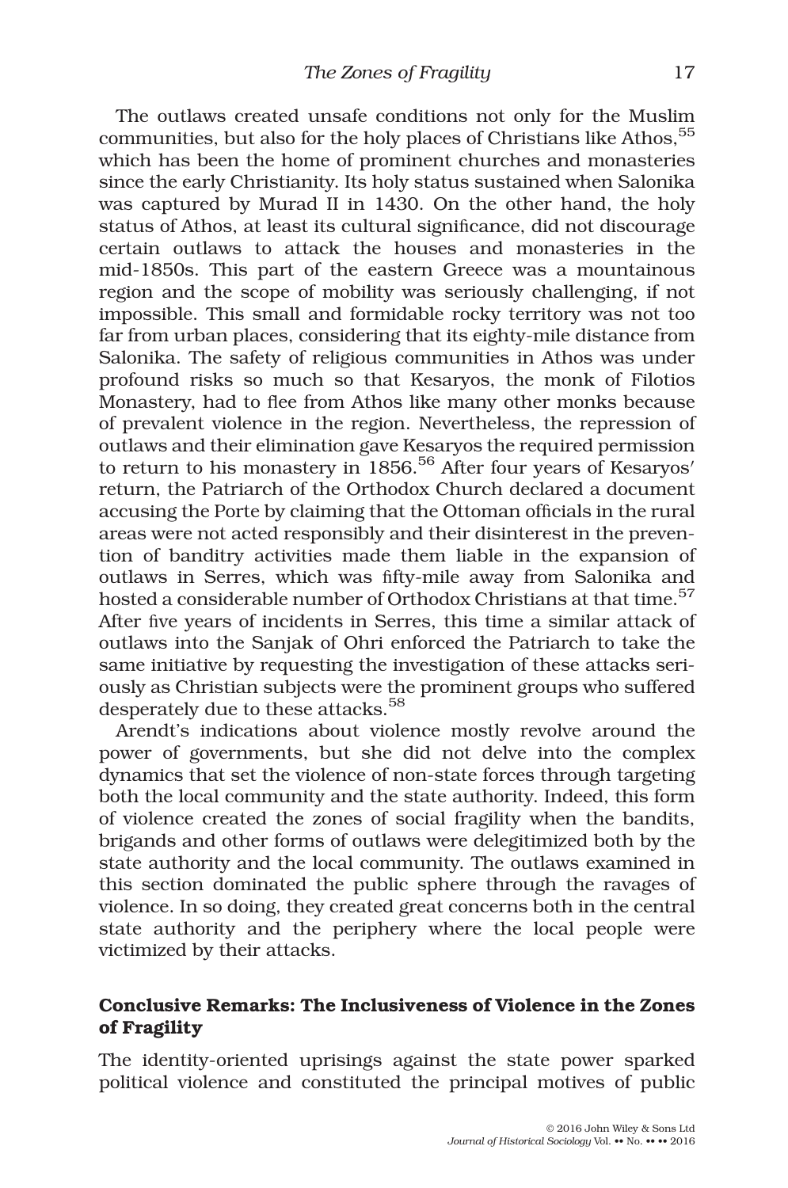The outlaws created unsafe conditions not only for the Muslim communities, but also for the holy places of Christians like Athos,[55] which has been the home of prominent churches and monasteries since the early Christianity. Its holy status sustained when Salonika was captured by Murad II in 1430. On the other hand, the holy status of Athos, at least its cultural significance, did not discourage certain outlaws to attack the houses and monasteries in the mid-1850s. This part of the eastern Greece was a mountainous region and the scope of mobility was seriously challenging, if not impossible. This small and formidable rocky territory was not too far from urban places, considering that its eighty-mile distance from Salonika. The safety of religious communities in Athos was under profound risks so much so that Kesaryos, the monk of Filotios Monastery, had to flee from Athos like many other monks because of prevalent violence in the region. Nevertheless, the repression of outlaws and their elimination gave Kesaryos the required permission to return to his monastery in 1856.[56] After four years of Kesaryos′ return, the Patriarch of the Orthodox Church declared a document accusing the Porte by claiming that the Ottoman officials in the rural areas were not acted responsibly and their disinterest in the prevention of banditry activities made them liable in the expansion of outlaws in Serres, which was fifty-mile away from Salonika and hosted a considerable number of Orthodox Christians at that time.[57] After five years of incidents in Serres, this time a similar attack of outlaws into the Sanjak of Ohri enforced the Patriarch to take the same initiative by requesting the investigation of these attacks seriously as Christian subjects were the prominent groups who suffered desperately due to these attacks.[58]

Arendt's indications about violence mostly revolve around the power of governments, but she did not delve into the complex dynamics that set the violence of non-state forces through targeting both the local community and the state authority. Indeed, this form of violence created the zones of social fragility when the bandits, brigands and other forms of outlaws were delegitimized both by the state authority and the local community. The outlaws examined in this section dominated the public sphere through the ravages of violence. In so doing, they created great concerns both in the central state authority and the periphery where the local people were victimized by their attacks.

## Conclusive Remarks: The Inclusiveness of Violence in the Zones of Fragility

The identity-oriented uprisings against the state power sparked political violence and constituted the principal motives of public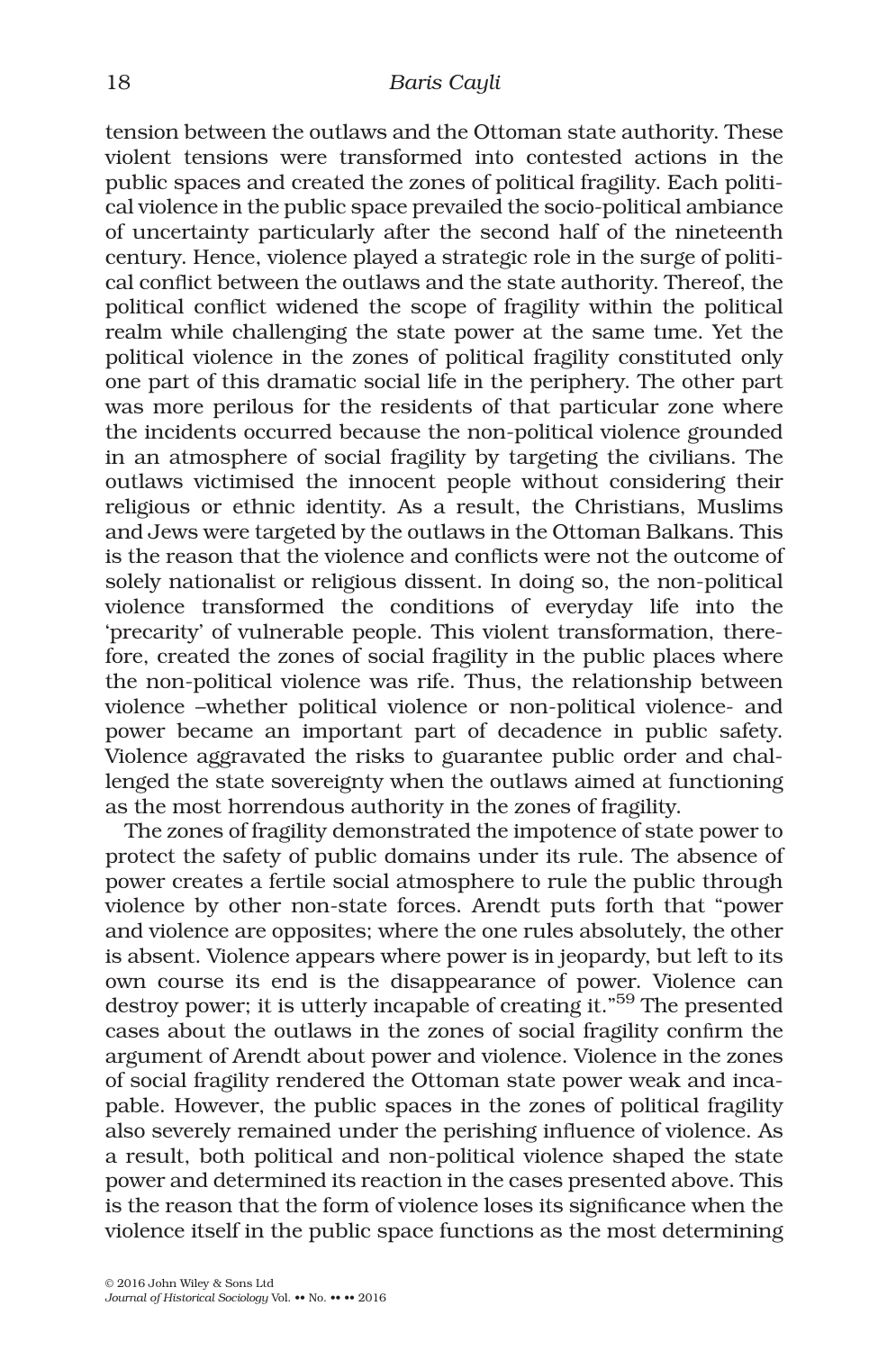tension between the outlaws and the Ottoman state authority. These violent tensions were transformed into contested actions in the public spaces and created the zones of political fragility. Each political violence in the public space prevailed the socio-political ambiance of uncertainty particularly after the second half of the nineteenth century. Hence, violence played a strategic role in the surge of political conflict between the outlaws and the state authority. Thereof, the political conflict widened the scope of fragility within the political realm while challenging the state power at the same tıme. Yet the political violence in the zones of political fragility constituted only one part of this dramatic social life in the periphery. The other part was more perilous for the residents of that particular zone where the incidents occurred because the non-political violence grounded in an atmosphere of social fragility by targeting the civilians. The outlaws victimised the innocent people without considering their religious or ethnic identity. As a result, the Christians, Muslims and Jews were targeted by the outlaws in the Ottoman Balkans. This is the reason that the violence and conflicts were not the outcome of solely nationalist or religious dissent. In doing so, the non-political violence transformed the conditions of everyday life into the 'precarity' of vulnerable people. This violent transformation, therefore, created the zones of social fragility in the public places where the non-political violence was rife. Thus, the relationship between violence –whether political violence or non-political violence- and power became an important part of decadence in public safety. Violence aggravated the risks to guarantee public order and challenged the state sovereignty when the outlaws aimed at functioning as the most horrendous authority in the zones of fragility.

The zones of fragility demonstrated the impotence of state power to protect the safety of public domains under its rule. The absence of power creates a fertile social atmosphere to rule the public through violence by other non-state forces. Arendt puts forth that "power and violence are opposites; where the one rules absolutely, the other is absent. Violence appears where power is in jeopardy, but left to its own course its end is the disappearance of power. Violence can destroy power; it is utterly incapable of creating it."[59] The presented cases about the outlaws in the zones of social fragility confirm the argument of Arendt about power and violence. Violence in the zones of social fragility rendered the Ottoman state power weak and incapable. However, the public spaces in the zones of political fragility also severely remained under the perishing influence of violence. As a result, both political and non-political violence shaped the state power and determined its reaction in the cases presented above. This is the reason that the form of violence loses its significance when the violence itself in the public space functions as the most determining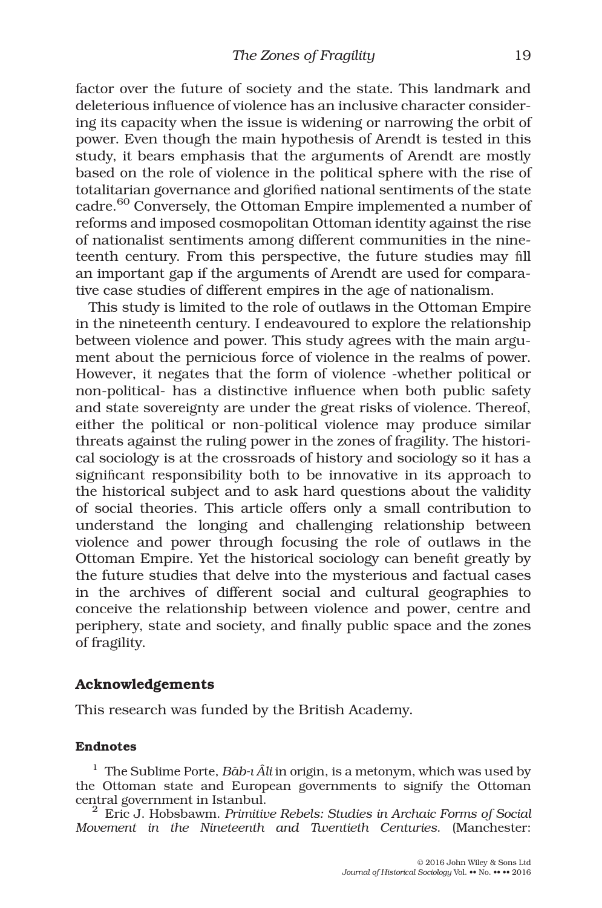factor over the future of society and the state. This landmark and deleterious influence of violence has an inclusive character considering its capacity when the issue is widening or narrowing the orbit of power. Even though the main hypothesis of Arendt is tested in this study, it bears emphasis that the arguments of Arendt are mostly based on the role of violence in the political sphere with the rise of totalitarian governance and glorified national sentiments of the state cadre.[60] Conversely, the Ottoman Empire implemented a number of reforms and imposed cosmopolitan Ottoman identity against the rise of nationalist sentiments among different communities in the nineteenth century. From this perspective, the future studies may fill an important gap if the arguments of Arendt are used for comparative case studies of different empires in the age of nationalism.

This study is limited to the role of outlaws in the Ottoman Empire in the nineteenth century. I endeavoured to explore the relationship between violence and power. This study agrees with the main argument about the pernicious force of violence in the realms of power. However, it negates that the form of violence -whether political or non-political- has a distinctive influence when both public safety and state sovereignty are under the great risks of violence. Thereof, either the political or non-political violence may produce similar threats against the ruling power in the zones of fragility. The historical sociology is at the crossroads of history and sociology so it has a significant responsibility both to be innovative in its approach to the historical subject and to ask hard questions about the validity of social theories. This article offers only a small contribution to understand the longing and challenging relationship between violence and power through focusing the role of outlaws in the Ottoman Empire. Yet the historical sociology can benefit greatly by the future studies that delve into the mysterious and factual cases in the archives of different social and cultural geographies to conceive the relationship between violence and power, centre and periphery, state and society, and finally public space and the zones of fragility.

## Acknowledgements

This research was funded by the British Academy.

### Endnotes

[1] The Sublime Porte, *Bâb-ı Âli* in origin, is a metonym, which was used by the Ottoman state and European governments to signify the Ottoman central government in Istanbul.

[2] Eric J. Hobsbawm. *Primitive Rebels: Studies in Archaic Forms of Social Movement in the Nineteenth and Twentieth Centuries.* (Manchester: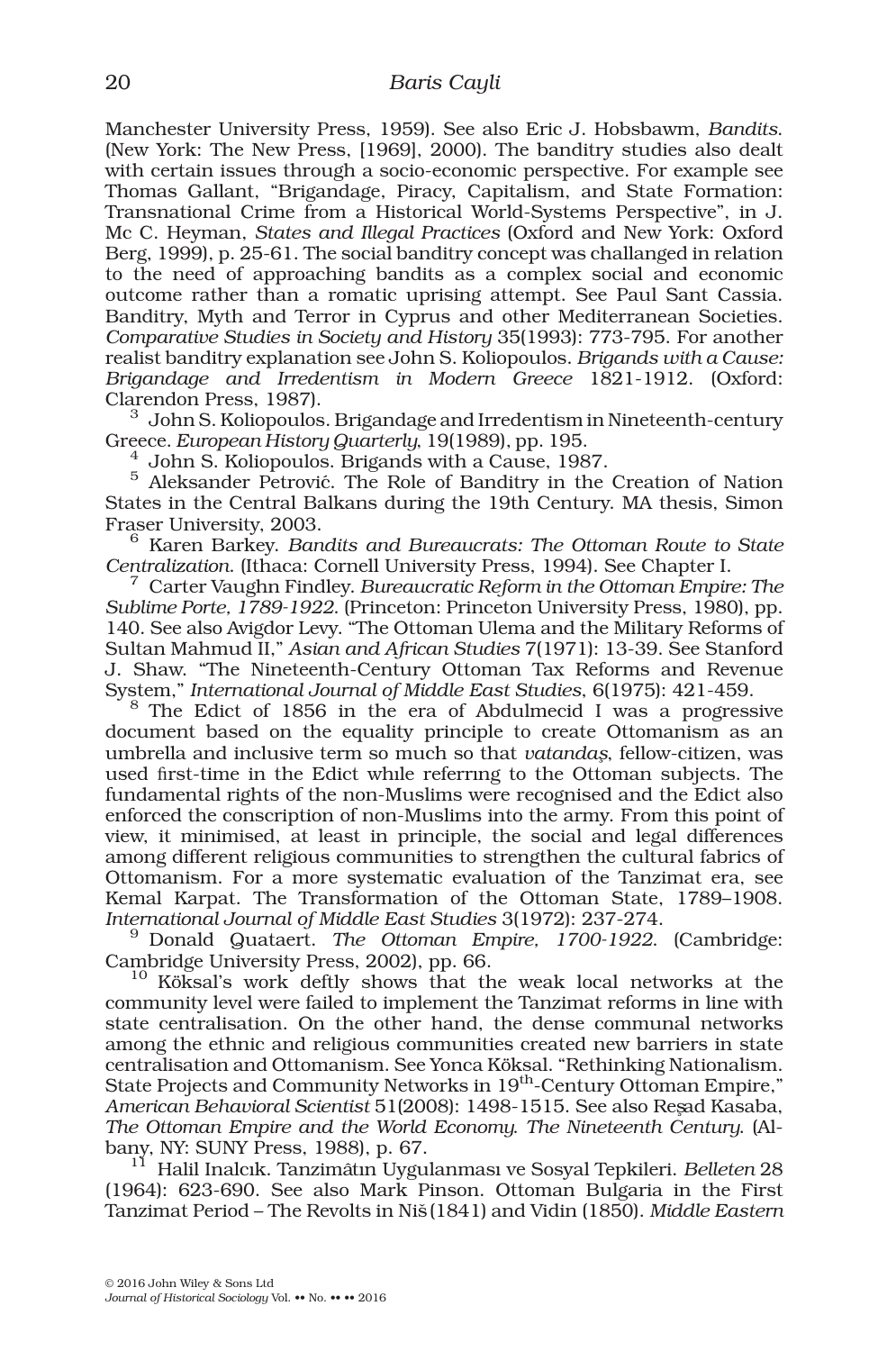Manchester University Press, 1959). See also Eric J. Hobsbawm, *Bandits.* (New York: The New Press, [1969], 2000). The banditry studies also dealt with certain issues through a socio-economic perspective. For example see Thomas Gallant, "Brigandage, Piracy, Capitalism, and State Formation: Transnational Crime from a Historical World-Systems Perspective", in J. Mc C. Heyman, *States and Illegal Practices* (Oxford and New York: Oxford Berg, 1999), p. 25-61. The social banditry concept was challanged in relation to the need of approaching bandits as a complex social and economic outcome rather than a romatic uprising attempt. See Paul Sant Cassia. Banditry, Myth and Terror in Cyprus and other Mediterranean Societies. *Comparative Studies in Society and History* 35(1993): 773-795. For another realist banditry explanation see John S. Koliopoulos. *Brigands with a Cause: Brigandage and Irredentism in Modern Greece* 1821-1912. (Oxford: Clarendon Press, 1987).

[3] John S. Koliopoulos. Brigandage and Irredentism in Nineteenth-century Greece. *European History Quarterly*, 19(1989), pp. 195.

[4] John S. Koliopoulos. Brigands with a Cause, 1987.

[5] Aleksander Petrović. The Role of Banditry in the Creation of Nation States in the Central Balkans during the 19th Century. MA thesis, Simon Fraser University, 2003.

[6] Karen Barkey. *Bandits and Bureaucrats: The Ottoman Route to State Centralization*. (Ithaca: Cornell University Press, 1994). See Chapter I.

[7] Carter Vaughn Findley. *Bureaucratic Reform in the Ottoman Empire: The Sublime Porte, 1789-1922.* (Princeton: Princeton University Press, 1980), pp. 140. See also Avigdor Levy. "The Ottoman Ulema and the Military Reforms of Sultan Mahmud II," *Asian and African Studies* 7(1971): 13-39. See Stanford J. Shaw. "The Nineteenth-Century Ottoman Tax Reforms and Revenue System," *International Journal of Middle East Studies*, 6(1975): 421-459.

[8] The Edict of 1856 in the era of Abdulmecid I was a progressive document based on the equality principle to create Ottomanism as an umbrella and inclusive term so much so that *vatandaş*, fellow-citizen, was used first-time in the Edict whıle referrıng to the Ottoman subjects. The fundamental rights of the non-Muslims were recognised and the Edict also enforced the conscription of non-Muslims into the army. From this point of view, it minimised, at least in principle, the social and legal differences among different religious communities to strengthen the cultural fabrics of Ottomanism. For a more systematic evaluation of the Tanzimat era, see Kemal Karpat. The Transformation of the Ottoman State, 1789–1908. *International Journal of Middle East Studies* 3(1972): 237-274.

[9] Donald Quataert. *The Ottoman Empire, 1700-1922.* (Cambridge: Cambridge University Press, 2002), pp. 66.

[10] Köksal's work deftly shows that the weak local networks at the community level were failed to implement the Tanzimat reforms in line with state centralisation. On the other hand, the dense communal networks among the ethnic and religious communities created new barriers in state centralisation and Ottomanism. See Yonca Köksal. "Rethinking Nationalism. State Projects and Community Networks in 19th-Century Ottoman Empire," *American Behavioral Scientist* 51(2008): 1498-1515. See also Reşad Kasaba, *The Ottoman Empire and the World Economy. The Nineteenth Century*. (Albany, NY: SUNY Press, 1988), p. 67.

[11] Halil Inalcık. Tanzimâtın Uygulanması ve Sosyal Tepkileri. *Belleten* 28 (1964): 623-690. See also Mark Pinson. Ottoman Bulgaria in the First Tanzimat Period – The Revolts in Niš (1841) and Vidin (1850). *Middle Eastern*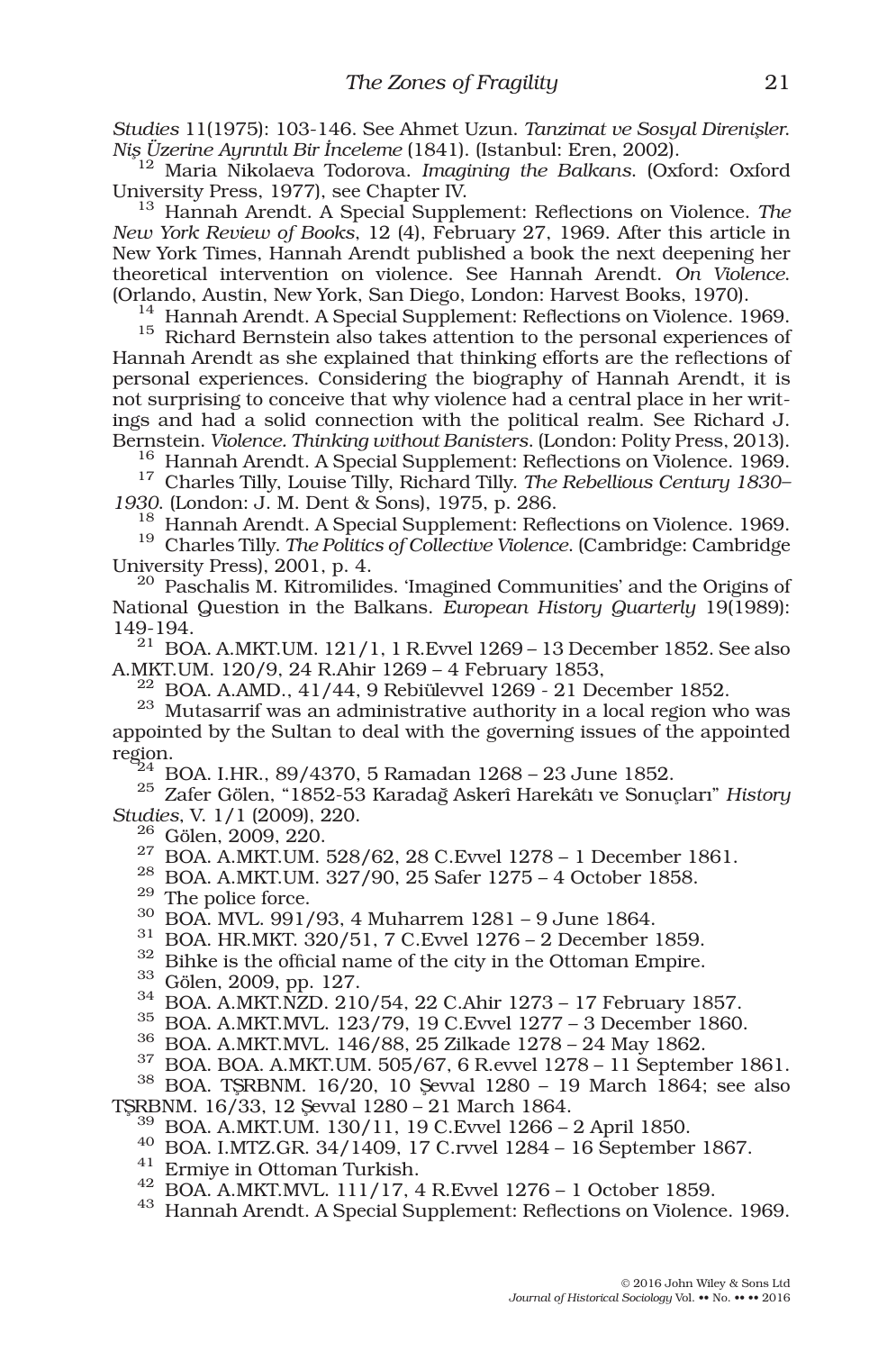*Studies* 11(1975): 103-146. See Ahmet Uzun. *Tanzimat ve Sosyal Direnişler. Niş Üzerine Ayrıntılı Bir İnceleme* (1841). (Istanbul: Eren, 2002).

[12] Maria Nikolaeva Todorova. *Imagining the Balkans*. (Oxford: Oxford University Press, 1977), see Chapter IV.

[13] Hannah Arendt. A Special Supplement: Reflections on Violence. *The New York Review of Books*, 12 (4), February 27, 1969. After this article in New York Times, Hannah Arendt published a book the next deepening her theoretical intervention on violence. See Hannah Arendt. *On Violence*. (Orlando, Austin, New York, San Diego, London: Harvest Books, 1970).

[14] Hannah Arendt. A Special Supplement: Reflections on Violence. 1969.

[15] Richard Bernstein also takes attention to the personal experiences of Hannah Arendt as she explained that thinking efforts are the reflections of personal experiences. Considering the biography of Hannah Arendt, it is not surprising to conceive that why violence had a central place in her writings and had a solid connection with the political realm. See Richard J. Bernstein. *Violence. Thinking without Banisters*. (London: Polity Press, 2013).

[16] Hannah Arendt. A Special Supplement: Reflections on Violence. 1969.

[17] Charles Tilly, Louise Tilly, Richard Tilly. *The Rebellious Century 1830–1930*. (London: J. M. Dent & Sons), 1975, p. 286.

[18] Hannah Arendt. A Special Supplement: Reflections on Violence. 1969.

[19] Charles Tilly. *The Politics of Collective Violence*. (Cambridge: Cambridge University Press), 2001, p. 4.

[20] Paschalis M. Kitromilides. 'Imagined Communities' and the Origins of National Question in the Balkans. *European History Quarterly* 19(1989): 149-194.

[21] BOA. A.MKT.UM. 121/1, 1 R.Evvel 1269 – 13 December 1852. See also A.MKT.UM. 120/9, 24 R.Ahir 1269 – 4 February 1853,

[22] BOA. A.AMD., 41/44, 9 Rebiülevvel 1269 - 21 December 1852.

[23] Mutasarrif was an administrative authority in a local region who was appointed by the Sultan to deal with the governing issues of the appointed region.

[24] BOA. I.HR., 89/4370, 5 Ramadan 1268 – 23 June 1852.

[25] Zafer Gölen, "1852-53 Karadağ Askerî Harekâtı ve Sonuçları" *History Studies*, V. 1/1 (2009), 220.

[26] Gölen, 2009, 220.

[27] BOA. A.MKT.UM. 528/62, 28 C.Evvel 1278 – 1 December 1861.

[28] BOA. A.MKT.UM. 327/90, 25 Safer 1275 – 4 October 1858.

[29] The police force.

[30] BOA. MVL. 991/93, 4 Muharrem 1281 – 9 June 1864.

[31] BOA. HR.MKT. 320/51, 7 C.Evvel 1276 – 2 December 1859.

[32] Bihke is the official name of the city in the Ottoman Empire.

[33] Gölen, 2009, pp. 127.

[34] BOA. A.MKT.NZD. 210/54, 22 C.Ahir 1273 – 17 February 1857.

[35] BOA. A.MKT.MVL. 123/79, 19 C.Evvel 1277 – 3 December 1860.

[36] BOA. A.MKT.MVL. 146/88, 25 Zilkade 1278 – 24 May 1862.

[37] BOA. BOA. A.MKT.UM. 505/67, 6 R.evvel 1278 – 11 September 1861.

[38] BOA. TŞRBNM. 16/20, 10 Şevval 1280 – 19 March 1864; see also TŞRBNM. 16/33, 12 Şevval 1280 – 21 March 1864.

[39] BOA. A.MKT.UM. 130/11, 19 C.Evvel 1266 – 2 April 1850.

[40] BOA. I.MTZ.GR. 34/1409, 17 C.rvvel 1284 – 16 September 1867.

[41] Ermiye in Ottoman Turkish.

[42] BOA. A.MKT.MVL. 111/17, 4 R.Evvel 1276 – 1 October 1859.

[43] Hannah Arendt. A Special Supplement: Reflections on Violence. 1969.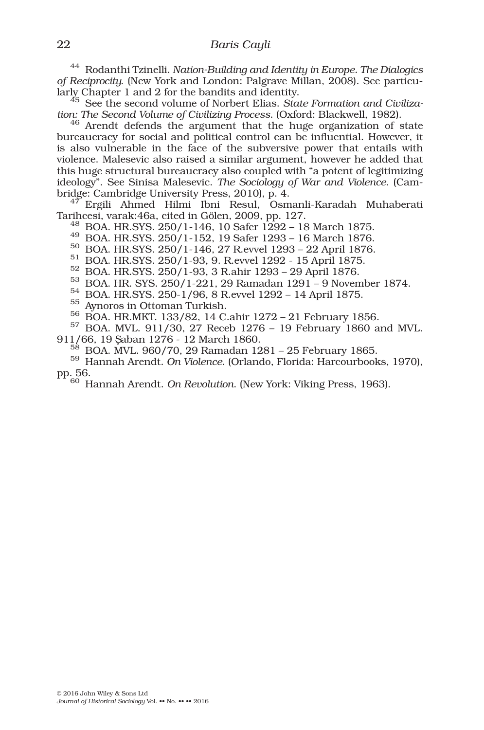[44] Rodanthi Tzinelli. *Nation-Building and Identity in Europe. The Dialogics of Reciprocity*. (New York and London: Palgrave Millan, 2008). See particularly Chapter 1 and 2 for the bandits and identity.

[45] See the second volume of Norbert Elias. *State Formation and Civilization: The Second Volume of Civilizing Process*. (Oxford: Blackwell, 1982).

[46] Arendt defends the argument that the huge organization of state bureaucracy for social and political control can be influential. However, it is also vulnerable in the face of the subversive power that entails with violence. Malesevic also raised a similar argument, however he added that this huge structural bureaucracy also coupled with "a potent of legitimizing ideology". See Sinisa Malesevic. *The Sociology of War and Violence*. (Cambridge: Cambridge University Press, 2010), p. 4.

[47] Ergili Ahmed Hilmi Ibni Resul, Osmanli-Karadah Muhaberati Tarihcesi, varak:46a, cited in Gölen, 2009, pp. 127.

[48] BOA. HR.SYS. 250/1-146, 10 Safer 1292 – 18 March 1875.

[49] BOA. HR.SYS. 250/1-152, 19 Safer 1293 – 16 March 1876.

[50] BOA. HR.SYS. 250/1-146, 27 R.evvel 1293 – 22 April 1876.

[51] BOA. HR.SYS. 250/1-93, 9. R.evvel 1292 - 15 April 1875.

[52] BOA. HR.SYS. 250/1-93, 3 R.ahir 1293 – 29 April 1876.

[53] BOA. HR. SYS. 250/1-221, 29 Ramadan 1291 – 9 November 1874.

[54] BOA. HR.SYS. 250-1/96, 8 R.evvel 1292 – 14 April 1875.

[55] Aynoros in Ottoman Turkish.

[56] BOA. HR.MKT. 133/82, 14 C.ahir 1272 – 21 February 1856.

[57] BOA. MVL. 911/30, 27 Receb 1276 – 19 February 1860 and MVL. 911/66, 19 Şaban 1276 - 12 March 1860.

[58] BOA. MVL. 960/70, 29 Ramadan 1281 – 25 February 1865.

[59] Hannah Arendt. *On Violence*. (Orlando, Florida: Harcourbooks, 1970), pp. 56.

[60] Hannah Arendt. *On Revolution*. (New York: Viking Press, 1963).